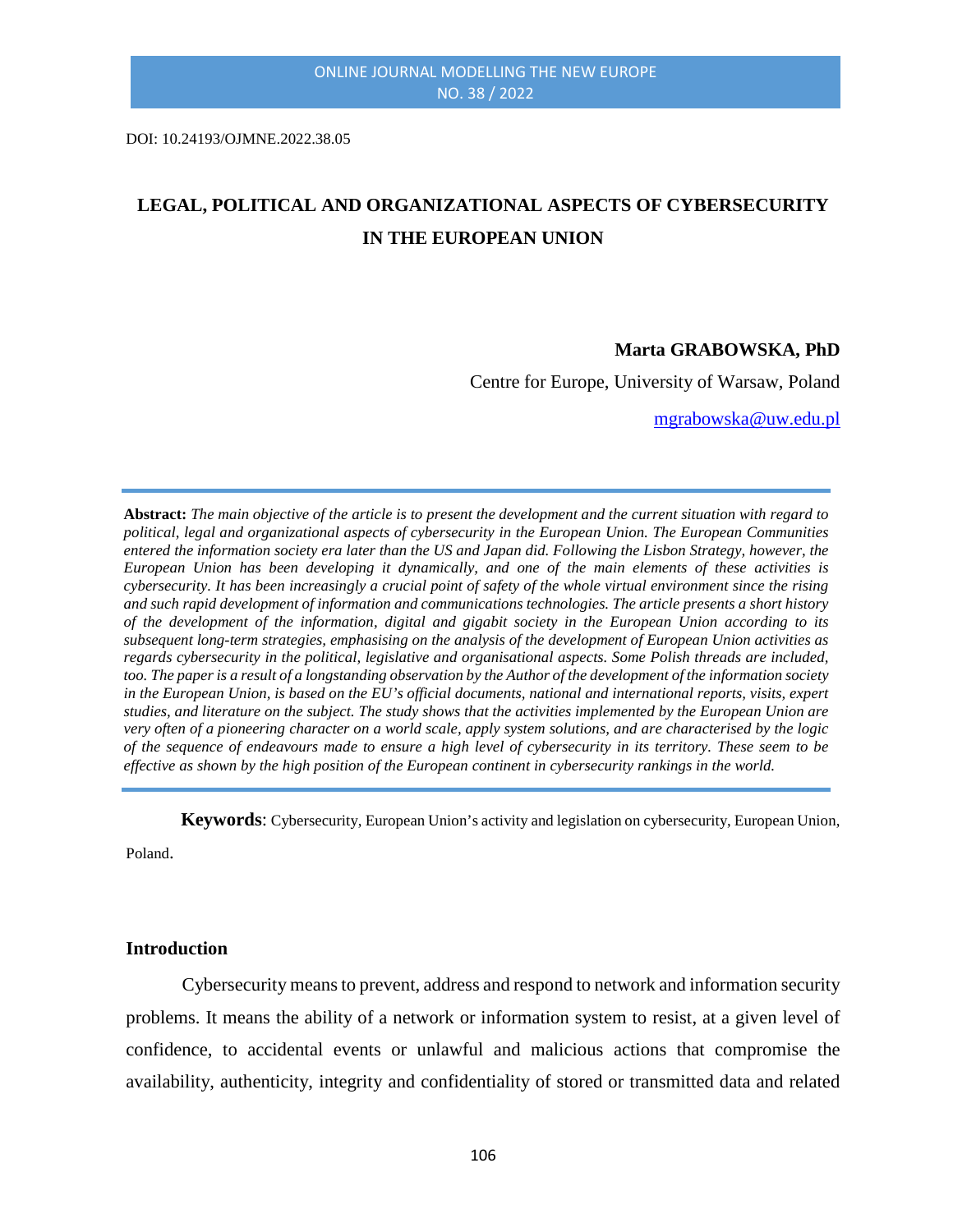DOI: 10.24193/OJMNE.2022.38.05

# LEGAL, POLITICAL AND ORGANIZATIONAL ASPECTS OF CYBERSECURITY IN THE EUROPEAN UNION

**Marta GRABOWSKA, PhD**

Centre for Europe, University of Warsaw, Poland

mgrabowska@uw.edu.pl

---

**Abstract:** *The main objective of the article is to present the development and the current situation with regard to political, legal and organizational aspects of cybersecurity in the European Union. The European Communities entered the information society era later than the US and Japan did. Following the Lisbon Strategy, however, the European Union has been developing it dynamically, and one of the main elements of these activities is cybersecurity. It has been increasingly a crucial point of safety of the whole virtual environment since the rising and such rapid development of information and communications technologies. The article presents a short history of the development of the information, digital and gigabit society in the European Union according to its subsequent long-term strategies, emphasising on the analysis of the development of European Union activities as regards cybersecurity in the political, legislative and organisational aspects. Some Polish threads are included, too. The paper is a result of a longstanding observation by the Author of the development of the information society in the European Union, is based on the EU's official documents, national and international reports, visits, expert studies, and literature on the subject. The study shows that the activities implemented by the European Union are very often of a pioneering character on a world scale, apply system solutions, and are characterised by the logic of the sequence of endeavours made to ensure a high level of cybersecurity in its territory. These seem to be effective as shown by the high position of the European continent in cybersecurity rankings in the world.*

---

**Keywords**: Cybersecurity, European Union's activity and legislation on cybersecurity, European Union, Poland.

## Introduction

Cybersecurity means to prevent, address and respond to network and information security problems. It means the ability of a network or information system to resist, at a given level of confidence, to accidental events or unlawful and malicious actions that compromise the availability, authenticity, integrity and confidentiality of stored or transmitted data and related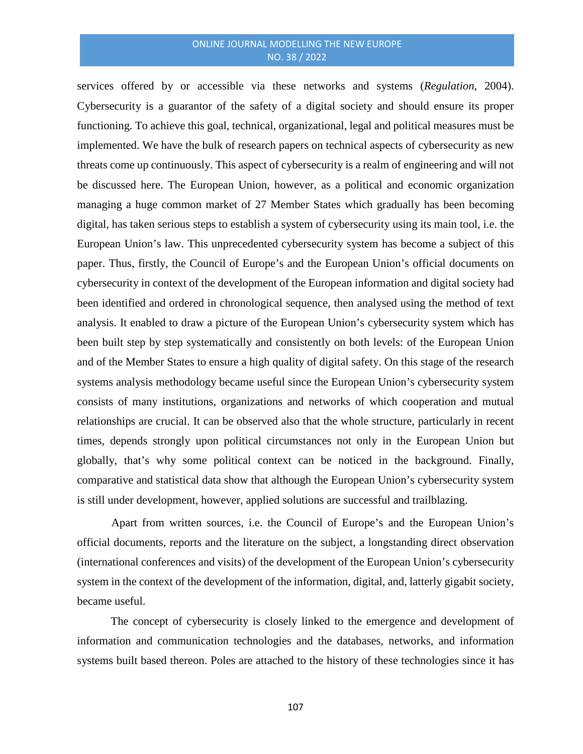services offered by or accessible via these networks and systems (*Regulation*, 2004). Cybersecurity is a guarantor of the safety of a digital society and should ensure its proper functioning. To achieve this goal, technical, organizational, legal and political measures must be implemented. We have the bulk of research papers on technical aspects of cybersecurity as new threats come up continuously. This aspect of cybersecurity is a realm of engineering and will not be discussed here. The European Union, however, as a political and economic organization managing a huge common market of 27 Member States which gradually has been becoming digital, has taken serious steps to establish a system of cybersecurity using its main tool, i.e. the European Union's law. This unprecedented cybersecurity system has become a subject of this paper. Thus, firstly, the Council of Europe's and the European Union's official documents on cybersecurity in context of the development of the European information and digital society had been identified and ordered in chronological sequence, then analysed using the method of text analysis. It enabled to draw a picture of the European Union's cybersecurity system which has been built step by step systematically and consistently on both levels: of the European Union and of the Member States to ensure a high quality of digital safety. On this stage of the research systems analysis methodology became useful since the European Union's cybersecurity system consists of many institutions, organizations and networks of which cooperation and mutual relationships are crucial. It can be observed also that the whole structure, particularly in recent times, depends strongly upon political circumstances not only in the European Union but globally, that's why some political context can be noticed in the background. Finally, comparative and statistical data show that although the European Union's cybersecurity system is still under development, however, applied solutions are successful and trailblazing.

Apart from written sources, i.e. the Council of Europe's and the European Union's official documents, reports and the literature on the subject, a longstanding direct observation (international conferences and visits) of the development of the European Union's cybersecurity system in the context of the development of the information, digital, and, latterly gigabit society, became useful.

The concept of cybersecurity is closely linked to the emergence and development of information and communication technologies and the databases, networks, and information systems built based thereon. Poles are attached to the history of these technologies since it has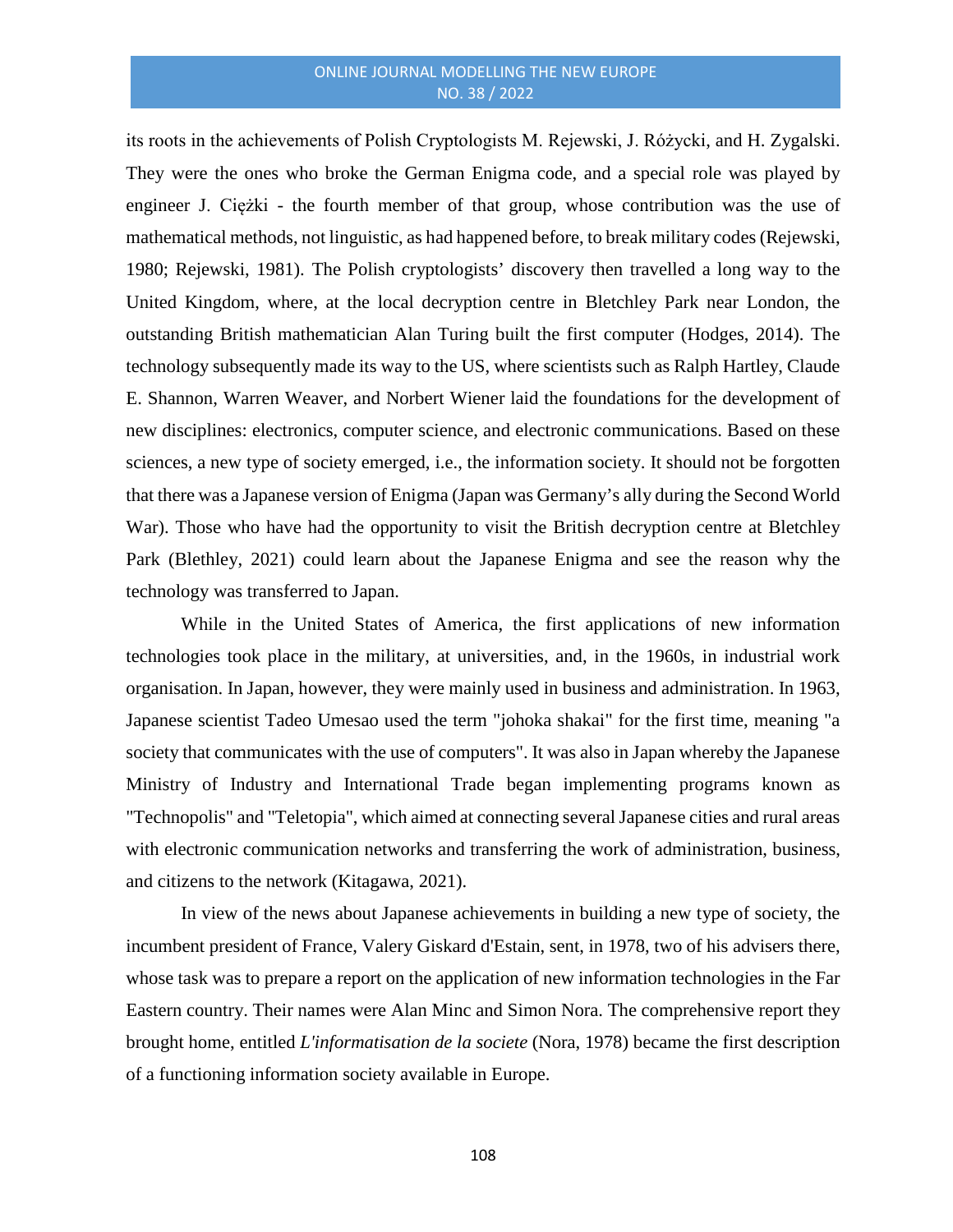its roots in the achievements of Polish Cryptologists M. Rejewski, J. Różycki, and H. Zygalski. They were the ones who broke the German Enigma code, and a special role was played by engineer J. Ciężki - the fourth member of that group, whose contribution was the use of mathematical methods, not linguistic, as had happened before, to break military codes (Rejewski, 1980; Rejewski, 1981). The Polish cryptologists' discovery then travelled a long way to the United Kingdom, where, at the local decryption centre in Bletchley Park near London, the outstanding British mathematician Alan Turing built the first computer (Hodges, 2014). The technology subsequently made its way to the US, where scientists such as Ralph Hartley, Claude E. Shannon, Warren Weaver, and Norbert Wiener laid the foundations for the development of new disciplines: electronics, computer science, and electronic communications. Based on these sciences, a new type of society emerged, i.e., the information society. It should not be forgotten that there was a Japanese version of Enigma (Japan was Germany's ally during the Second World War). Those who have had the opportunity to visit the British decryption centre at Bletchley Park (Blethley, 2021) could learn about the Japanese Enigma and see the reason why the technology was transferred to Japan.

While in the United States of America, the first applications of new information technologies took place in the military, at universities, and, in the 1960s, in industrial work organisation. In Japan, however, they were mainly used in business and administration. In 1963, Japanese scientist Tadeo Umesao used the term "johoka shakai" for the first time, meaning "a society that communicates with the use of computers". It was also in Japan whereby the Japanese Ministry of Industry and International Trade began implementing programs known as "Technopolis" and "Teletopia", which aimed at connecting several Japanese cities and rural areas with electronic communication networks and transferring the work of administration, business, and citizens to the network (Kitagawa, 2021).

In view of the news about Japanese achievements in building a new type of society, the incumbent president of France, Valery Giskard d'Estain, sent, in 1978, two of his advisers there, whose task was to prepare a report on the application of new information technologies in the Far Eastern country. Their names were Alan Minc and Simon Nora. The comprehensive report they brought home, entitled *L'informatisation de la societe* (Nora, 1978) became the first description of a functioning information society available in Europe.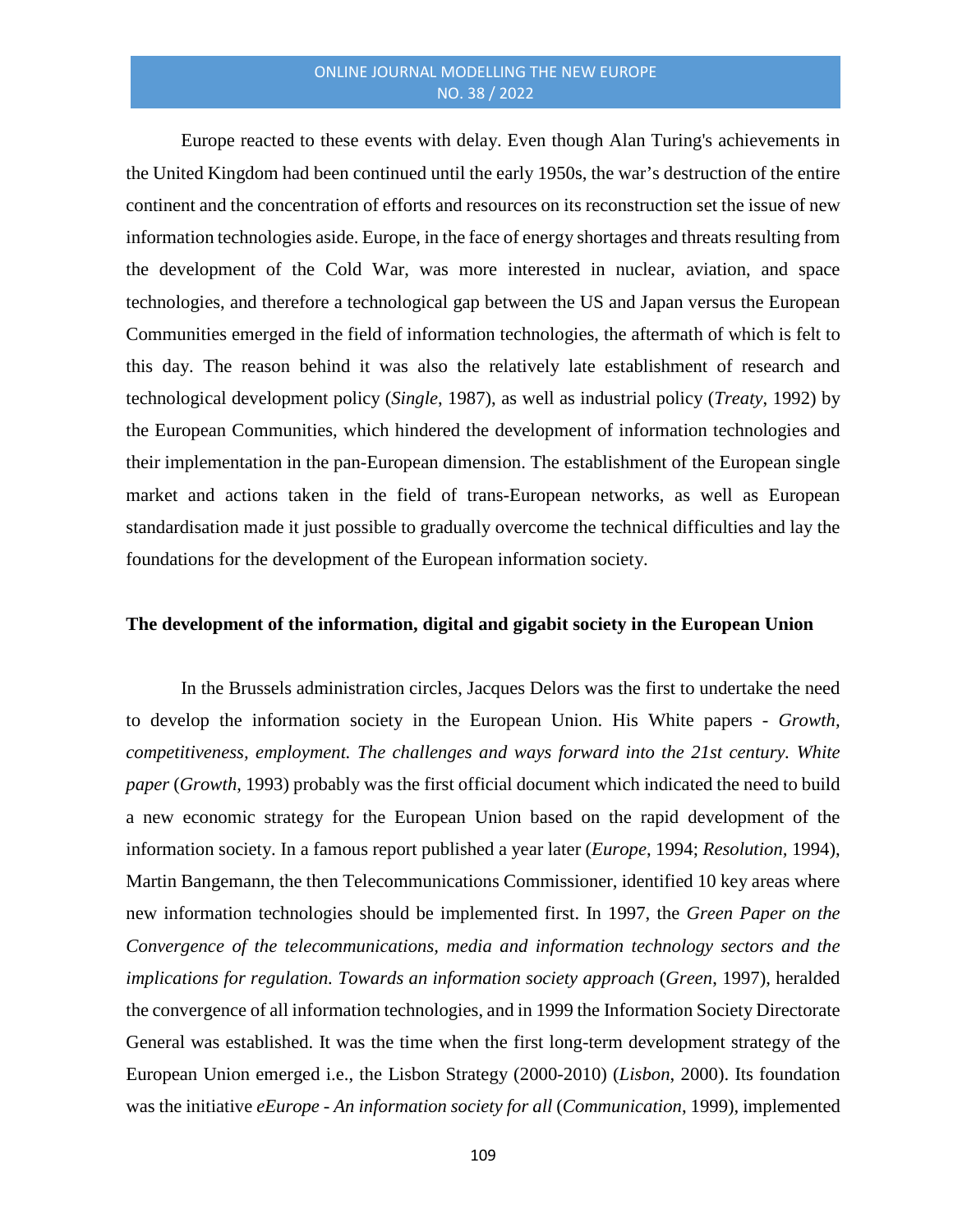Europe reacted to these events with delay. Even though Alan Turing's achievements in the United Kingdom had been continued until the early 1950s, the war's destruction of the entire continent and the concentration of efforts and resources on its reconstruction set the issue of new information technologies aside. Europe, in the face of energy shortages and threats resulting from the development of the Cold War, was more interested in nuclear, aviation, and space technologies, and therefore a technological gap between the US and Japan versus the European Communities emerged in the field of information technologies, the aftermath of which is felt to this day. The reason behind it was also the relatively late establishment of research and technological development policy (*Single*, 1987), as well as industrial policy (*Treaty*, 1992) by the European Communities, which hindered the development of information technologies and their implementation in the pan-European dimension. The establishment of the European single market and actions taken in the field of trans-European networks, as well as European standardisation made it just possible to gradually overcome the technical difficulties and lay the foundations for the development of the European information society.

## The development of the information, digital and gigabit society in the European Union

In the Brussels administration circles, Jacques Delors was the first to undertake the need to develop the information society in the European Union. His White papers - *Growth, competitiveness, employment. The challenges and ways forward into the 21st century. White paper* (*Growth*, 1993) probably was the first official document which indicated the need to build a new economic strategy for the European Union based on the rapid development of the information society. In a famous report published a year later (*Europe*, 1994; *Resolution*, 1994), Martin Bangemann, the then Telecommunications Commissioner, identified 10 key areas where new information technologies should be implemented first. In 1997, the *Green Paper on the Convergence of the telecommunications, media and information technology sectors and the implications for regulation. Towards an information society approach* (*Green*, 1997), heralded the convergence of all information technologies, and in 1999 the Information Society Directorate General was established. It was the time when the first long-term development strategy of the European Union emerged i.e., the Lisbon Strategy (2000-2010) (*Lisbon*, 2000). Its foundation was the initiative *eEurope - An information society for all* (*Communication*, 1999), implemented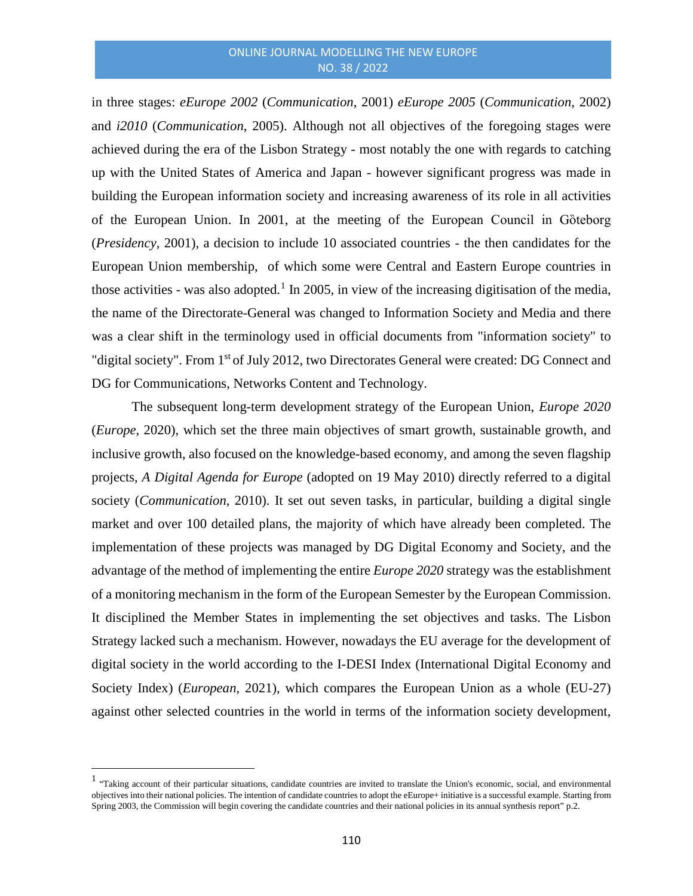in three stages: *eEurope 2002* (*Communication*, 2001) *eEurope 2005* (*Communication*, 2002) and *i2010* (*Communication*, 2005). Although not all objectives of the foregoing stages were achieved during the era of the Lisbon Strategy - most notably the one with regards to catching up with the United States of America and Japan - however significant progress was made in building the European information society and increasing awareness of its role in all activities of the European Union. In 2001, at the meeting of the European Council in Gòteborg (*Presidency*, 2001), a decision to include 10 associated countries - the then candidates for the European Union membership, of which some were Central and Eastern Europe countries in those activities - was also adopted.[1] In 2005, in view of the increasing digitisation of the media, the name of the Directorate-General was changed to Information Society and Media and there was a clear shift in the terminology used in official documents from "information society" to "digital society". From 1st of July 2012, two Directorates General were created: DG Connect and DG for Communications, Networks Content and Technology.

The subsequent long-term development strategy of the European Union, *Europe 2020* (*Europe*, 2020), which set the three main objectives of smart growth, sustainable growth, and inclusive growth, also focused on the knowledge-based economy, and among the seven flagship projects, *A Digital Agenda for Europe* (adopted on 19 May 2010) directly referred to a digital society (*Communication*, 2010). It set out seven tasks, in particular, building a digital single market and over 100 detailed plans, the majority of which have already been completed. The implementation of these projects was managed by DG Digital Economy and Society, and the advantage of the method of implementing the entire *Europe 2020* strategy was the establishment of a monitoring mechanism in the form of the European Semester by the European Commission. It disciplined the Member States in implementing the set objectives and tasks. The Lisbon Strategy lacked such a mechanism. However, nowadays the EU average for the development of digital society in the world according to the I-DESI Index (International Digital Economy and Society Index) (*European*, 2021), which compares the European Union as a whole (EU-27) against other selected countries in the world in terms of the information society development,

---

[1] "Taking account of their particular situations, candidate countries are invited to translate the Union's economic, social, and environmental objectives into their national policies. The intention of candidate countries to adopt the eEurope+ initiative is a successful example. Starting from Spring 2003, the Commission will begin covering the candidate countries and their national policies in its annual synthesis report" p.2.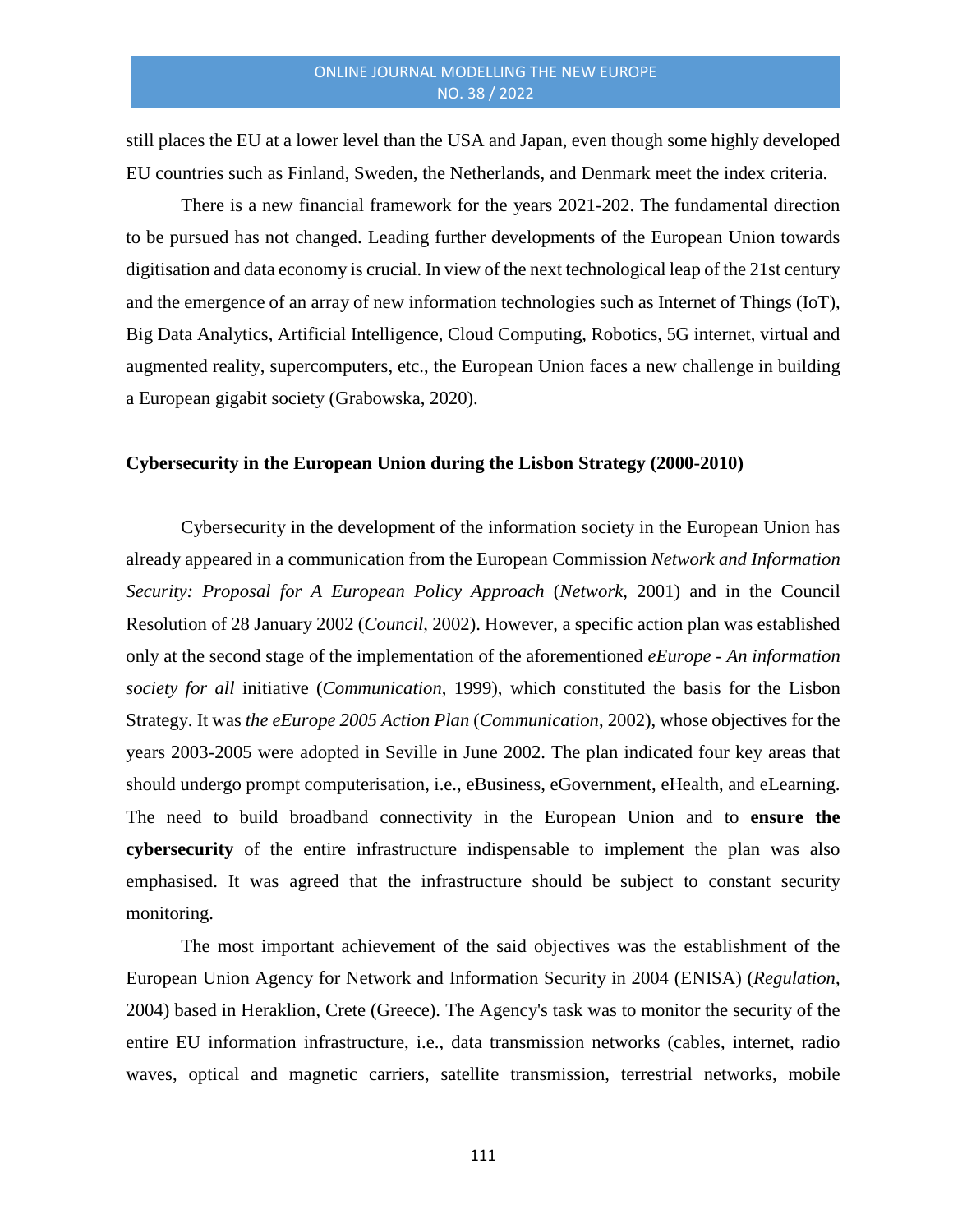still places the EU at a lower level than the USA and Japan, even though some highly developed EU countries such as Finland, Sweden, the Netherlands, and Denmark meet the index criteria.

There is a new financial framework for the years 2021-202. The fundamental direction to be pursued has not changed. Leading further developments of the European Union towards digitisation and data economy is crucial. In view of the next technological leap of the 21st century and the emergence of an array of new information technologies such as Internet of Things (IoT), Big Data Analytics, Artificial Intelligence, Cloud Computing, Robotics, 5G internet, virtual and augmented reality, supercomputers, etc., the European Union faces a new challenge in building a European gigabit society (Grabowska, 2020).

## Cybersecurity in the European Union during the Lisbon Strategy (2000-2010)

Cybersecurity in the development of the information society in the European Union has already appeared in a communication from the European Commission *Network and Information Security: Proposal for A European Policy Approach* (*Network*, 2001) and in the Council Resolution of 28 January 2002 (*Council*, 2002). However, a specific action plan was established only at the second stage of the implementation of the aforementioned *eEurope - An information society for all* initiative (*Communication*, 1999), which constituted the basis for the Lisbon Strategy. It was *the eEurope 2005 Action Plan* (*Communication*, 2002), whose objectives for the years 2003-2005 were adopted in Seville in June 2002. The plan indicated four key areas that should undergo prompt computerisation, i.e., eBusiness, eGovernment, eHealth, and eLearning. The need to build broadband connectivity in the European Union and to **ensure the cybersecurity** of the entire infrastructure indispensable to implement the plan was also emphasised. It was agreed that the infrastructure should be subject to constant security monitoring.

The most important achievement of the said objectives was the establishment of the European Union Agency for Network and Information Security in 2004 (ENISA) (*Regulation*, 2004) based in Heraklion, Crete (Greece). The Agency's task was to monitor the security of the entire EU information infrastructure, i.e., data transmission networks (cables, internet, radio waves, optical and magnetic carriers, satellite transmission, terrestrial networks, mobile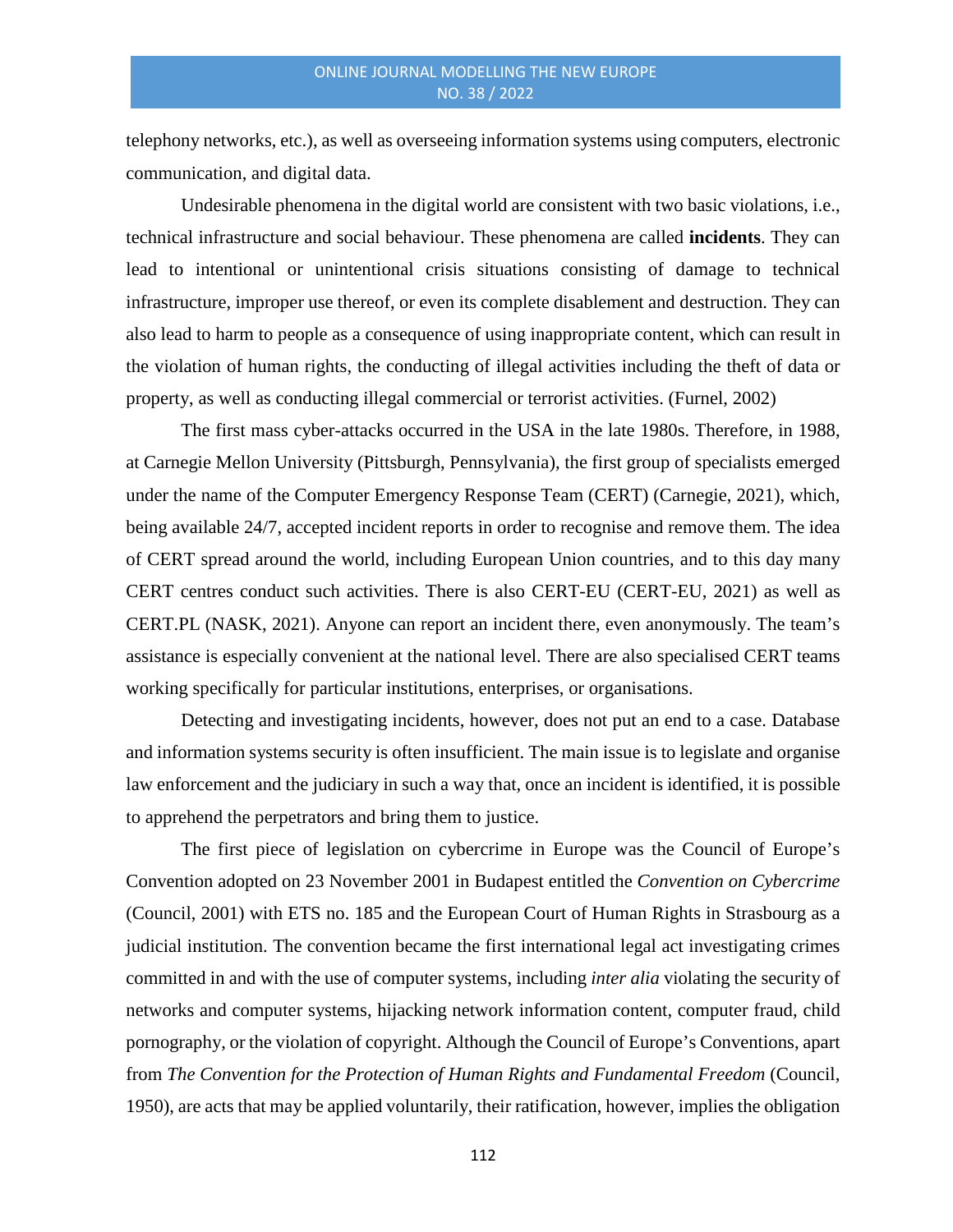telephony networks, etc.), as well as overseeing information systems using computers, electronic communication, and digital data.

Undesirable phenomena in the digital world are consistent with two basic violations, i.e., technical infrastructure and social behaviour. These phenomena are called **incidents**. They can lead to intentional or unintentional crisis situations consisting of damage to technical infrastructure, improper use thereof, or even its complete disablement and destruction. They can also lead to harm to people as a consequence of using inappropriate content, which can result in the violation of human rights, the conducting of illegal activities including the theft of data or property, as well as conducting illegal commercial or terrorist activities. (Furnel, 2002)

The first mass cyber-attacks occurred in the USA in the late 1980s. Therefore, in 1988, at Carnegie Mellon University (Pittsburgh, Pennsylvania), the first group of specialists emerged under the name of the Computer Emergency Response Team (CERT) (Carnegie, 2021), which, being available 24/7, accepted incident reports in order to recognise and remove them. The idea of CERT spread around the world, including European Union countries, and to this day many CERT centres conduct such activities. There is also CERT-EU (CERT-EU, 2021) as well as CERT.PL (NASK, 2021). Anyone can report an incident there, even anonymously. The team's assistance is especially convenient at the national level. There are also specialised CERT teams working specifically for particular institutions, enterprises, or organisations.

Detecting and investigating incidents, however, does not put an end to a case. Database and information systems security is often insufficient. The main issue is to legislate and organise law enforcement and the judiciary in such a way that, once an incident is identified, it is possible to apprehend the perpetrators and bring them to justice.

The first piece of legislation on cybercrime in Europe was the Council of Europe's Convention adopted on 23 November 2001 in Budapest entitled the *Convention on Cybercrime* (Council, 2001) with ETS no. 185 and the European Court of Human Rights in Strasbourg as a judicial institution. The convention became the first international legal act investigating crimes committed in and with the use of computer systems, including *inter alia* violating the security of networks and computer systems, hijacking network information content, computer fraud, child pornography, or the violation of copyright. Although the Council of Europe's Conventions, apart from *The Convention for the Protection of Human Rights and Fundamental Freedom* (Council, 1950), are acts that may be applied voluntarily, their ratification, however, implies the obligation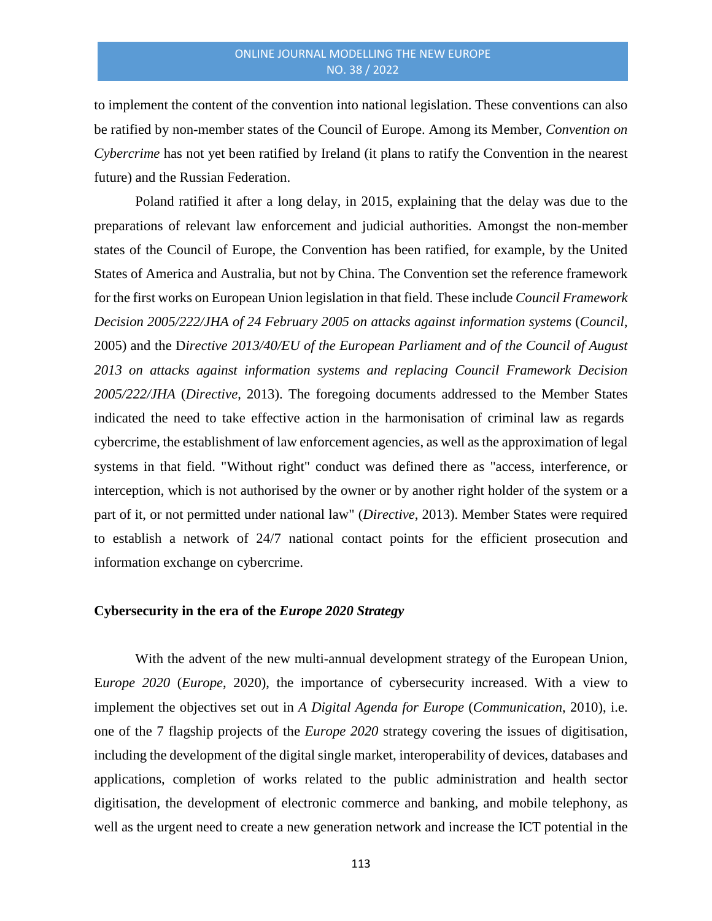to implement the content of the convention into national legislation. These conventions can also be ratified by non-member states of the Council of Europe. Among its Member, *Convention on Cybercrime* has not yet been ratified by Ireland (it plans to ratify the Convention in the nearest future) and the Russian Federation.

Poland ratified it after a long delay, in 2015, explaining that the delay was due to the preparations of relevant law enforcement and judicial authorities. Amongst the non-member states of the Council of Europe, the Convention has been ratified, for example, by the United States of America and Australia, but not by China. The Convention set the reference framework for the first works on European Union legislation in that field. These include *Council Framework Decision 2005/222/JHA of 24 February 2005 on attacks against information systems* (*Council*, 2005) and the D*irective 2013/40/EU of the European Parliament and of the Council of August 2013 on attacks against information systems and replacing Council Framework Decision 2005/222/JHA* (*Directive*, 2013). The foregoing documents addressed to the Member States indicated the need to take effective action in the harmonisation of criminal law as regards cybercrime, the establishment of law enforcement agencies, as well as the approximation of legal systems in that field. "Without right" conduct was defined there as "access, interference, or interception, which is not authorised by the owner or by another right holder of the system or a part of it, or not permitted under national law" (*Directive*, 2013). Member States were required to establish a network of 24/7 national contact points for the efficient prosecution and information exchange on cybercrime.

## Cybersecurity in the era of the *Europe 2020 Strategy*

With the advent of the new multi-annual development strategy of the European Union, E*urope 2020* (*Europe*, 2020), the importance of cybersecurity increased. With a view to implement the objectives set out in *A Digital Agenda for Europe* (*Communication*, 2010), i.e. one of the 7 flagship projects of the *Europe 2020* strategy covering the issues of digitisation, including the development of the digital single market, interoperability of devices, databases and applications, completion of works related to the public administration and health sector digitisation, the development of electronic commerce and banking, and mobile telephony, as well as the urgent need to create a new generation network and increase the ICT potential in the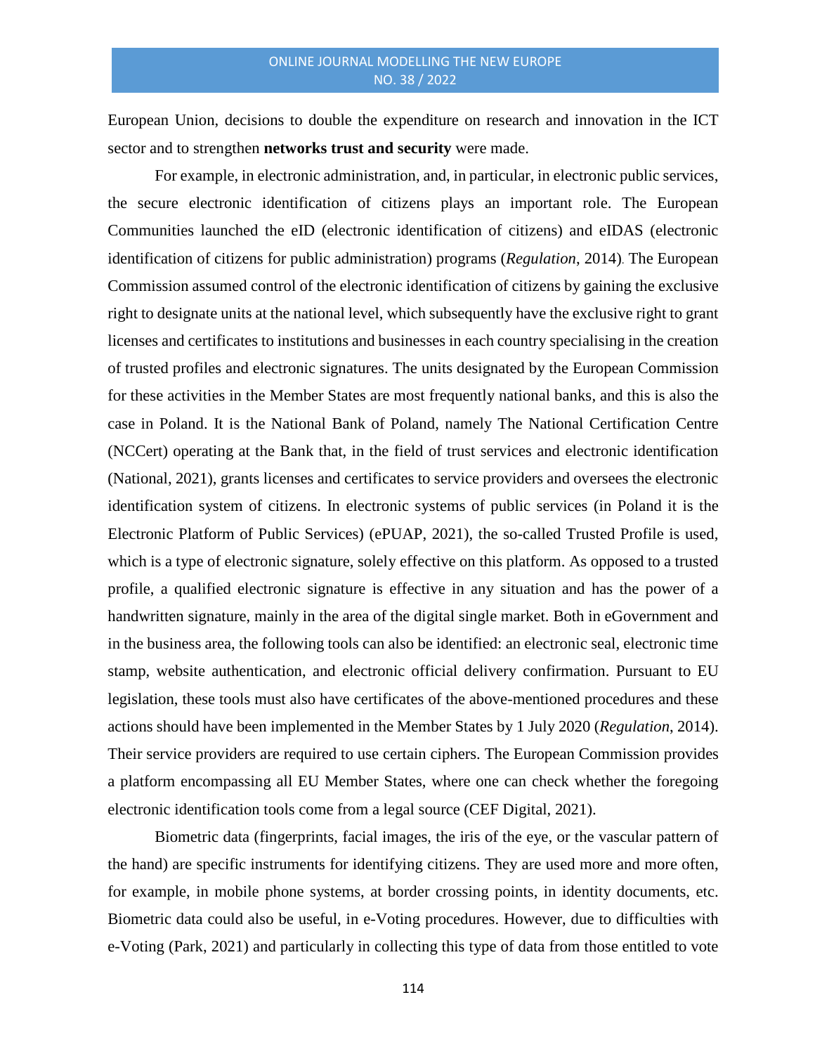European Union, decisions to double the expenditure on research and innovation in the ICT sector and to strengthen **networks trust and security** were made.

For example, in electronic administration, and, in particular, in electronic public services, the secure electronic identification of citizens plays an important role. The European Communities launched the eID (electronic identification of citizens) and eIDAS (electronic identification of citizens for public administration) programs (*Regulation*, 2014). The European Commission assumed control of the electronic identification of citizens by gaining the exclusive right to designate units at the national level, which subsequently have the exclusive right to grant licenses and certificates to institutions and businesses in each country specialising in the creation of trusted profiles and electronic signatures. The units designated by the European Commission for these activities in the Member States are most frequently national banks, and this is also the case in Poland. It is the National Bank of Poland, namely The National Certification Centre (NCCert) operating at the Bank that, in the field of trust services and electronic identification (National, 2021), grants licenses and certificates to service providers and oversees the electronic identification system of citizens. In electronic systems of public services (in Poland it is the Electronic Platform of Public Services) (ePUAP, 2021), the so-called Trusted Profile is used, which is a type of electronic signature, solely effective on this platform. As opposed to a trusted profile, a qualified electronic signature is effective in any situation and has the power of a handwritten signature, mainly in the area of the digital single market. Both in eGovernment and in the business area, the following tools can also be identified: an electronic seal, electronic time stamp, website authentication, and electronic official delivery confirmation. Pursuant to EU legislation, these tools must also have certificates of the above-mentioned procedures and these actions should have been implemented in the Member States by 1 July 2020 (*Regulation*, 2014). Their service providers are required to use certain ciphers. The European Commission provides a platform encompassing all EU Member States, where one can check whether the foregoing electronic identification tools come from a legal source (CEF Digital, 2021).

Biometric data (fingerprints, facial images, the iris of the eye, or the vascular pattern of the hand) are specific instruments for identifying citizens. They are used more and more often, for example, in mobile phone systems, at border crossing points, in identity documents, etc. Biometric data could also be useful, in e-Voting procedures. However, due to difficulties with e-Voting (Park, 2021) and particularly in collecting this type of data from those entitled to vote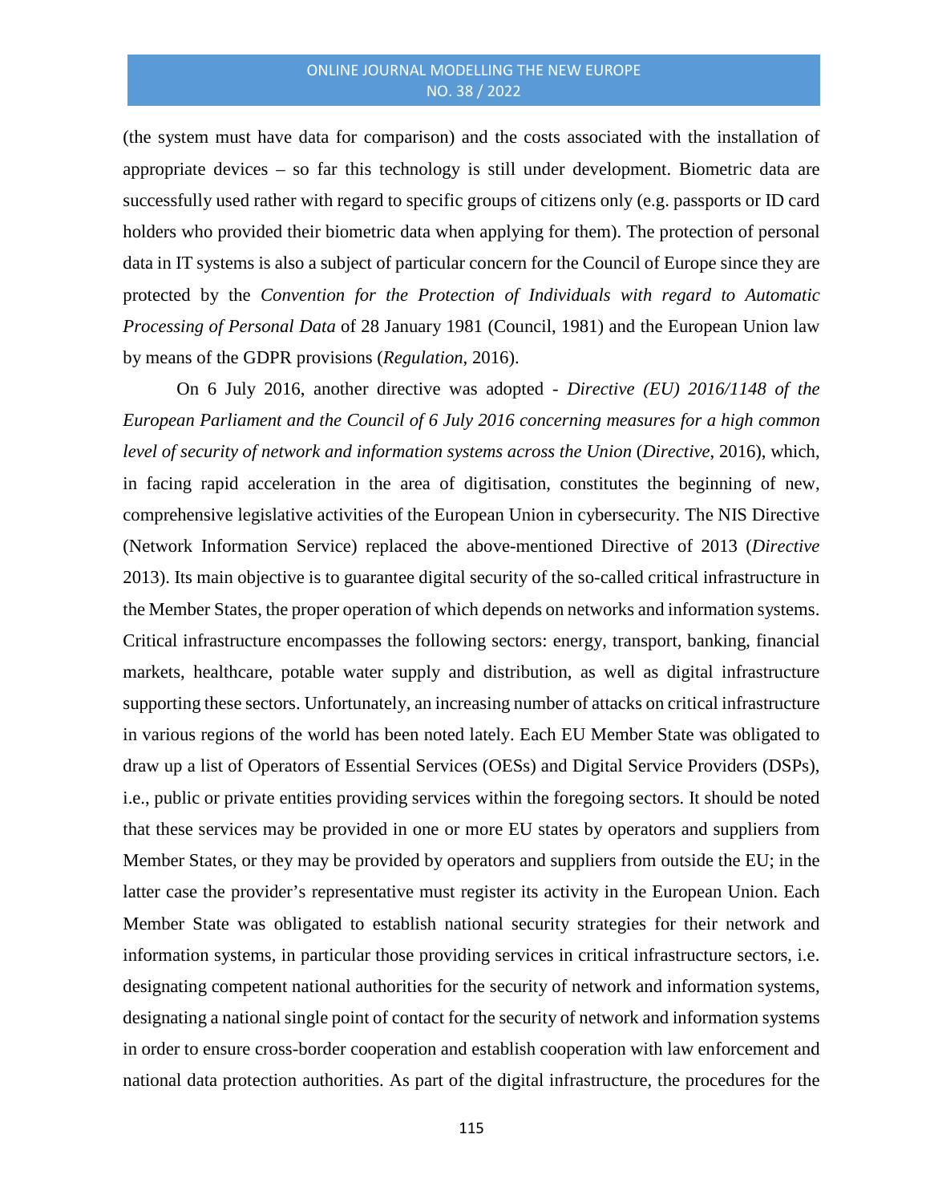(the system must have data for comparison) and the costs associated with the installation of appropriate devices – so far this technology is still under development. Biometric data are successfully used rather with regard to specific groups of citizens only (e.g. passports or ID card holders who provided their biometric data when applying for them). The protection of personal data in IT systems is also a subject of particular concern for the Council of Europe since they are protected by the *Convention for the Protection of Individuals with regard to Automatic Processing of Personal Data* of 28 January 1981 (Council, 1981) and the European Union law by means of the GDPR provisions (*Regulation*, 2016).

On 6 July 2016, another directive was adopted - *Directive (EU) 2016/1148 of the European Parliament and the Council of 6 July 2016 concerning measures for a high common level of security of network and information systems across the Union* (*Directive*, 2016), which, in facing rapid acceleration in the area of digitisation, constitutes the beginning of new, comprehensive legislative activities of the European Union in cybersecurity. The NIS Directive (Network Information Service) replaced the above-mentioned Directive of 2013 (*Directive* 2013). Its main objective is to guarantee digital security of the so-called critical infrastructure in the Member States, the proper operation of which depends on networks and information systems. Critical infrastructure encompasses the following sectors: energy, transport, banking, financial markets, healthcare, potable water supply and distribution, as well as digital infrastructure supporting these sectors. Unfortunately, an increasing number of attacks on critical infrastructure in various regions of the world has been noted lately. Each EU Member State was obligated to draw up a list of Operators of Essential Services (OESs) and Digital Service Providers (DSPs), i.e., public or private entities providing services within the foregoing sectors. It should be noted that these services may be provided in one or more EU states by operators and suppliers from Member States, or they may be provided by operators and suppliers from outside the EU; in the latter case the provider's representative must register its activity in the European Union. Each Member State was obligated to establish national security strategies for their network and information systems, in particular those providing services in critical infrastructure sectors, i.e. designating competent national authorities for the security of network and information systems, designating a national single point of contact for the security of network and information systems in order to ensure cross-border cooperation and establish cooperation with law enforcement and national data protection authorities. As part of the digital infrastructure, the procedures for the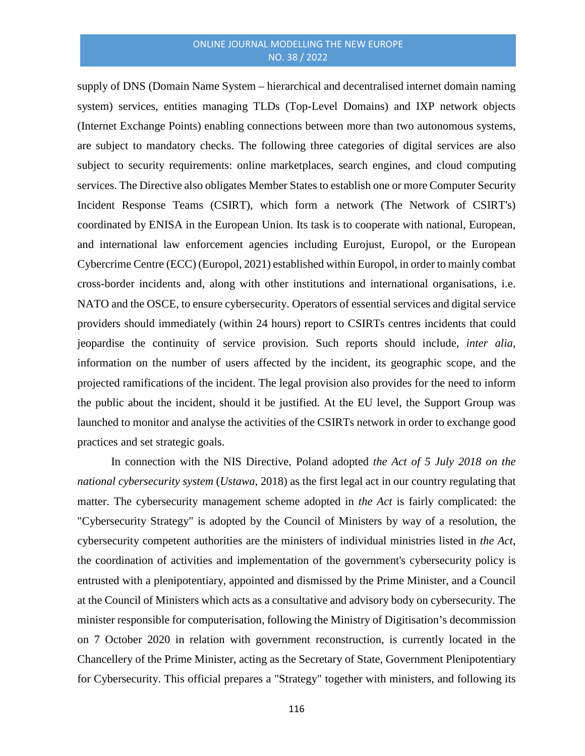supply of DNS (Domain Name System – hierarchical and decentralised internet domain naming system) services, entities managing TLDs (Top-Level Domains) and IXP network objects (Internet Exchange Points) enabling connections between more than two autonomous systems, are subject to mandatory checks. The following three categories of digital services are also subject to security requirements: online marketplaces, search engines, and cloud computing services. The Directive also obligates Member States to establish one or more Computer Security Incident Response Teams (CSIRT), which form a network (The Network of CSIRT's) coordinated by ENISA in the European Union. Its task is to cooperate with national, European, and international law enforcement agencies including Eurojust, Europol, or the European Cybercrime Centre (ECC) (Europol, 2021) established within Europol, in order to mainly combat cross-border incidents and, along with other institutions and international organisations, i.e. NATO and the OSCE, to ensure cybersecurity. Operators of essential services and digital service providers should immediately (within 24 hours) report to CSIRTs centres incidents that could jeopardise the continuity of service provision. Such reports should include, *inter alia*, information on the number of users affected by the incident, its geographic scope, and the projected ramifications of the incident. The legal provision also provides for the need to inform the public about the incident, should it be justified. At the EU level, the Support Group was launched to monitor and analyse the activities of the CSIRTs network in order to exchange good practices and set strategic goals.

In connection with the NIS Directive, Poland adopted *the Act of 5 July 2018 on the national cybersecurity system* (*Ustawa*, 2018) as the first legal act in our country regulating that matter. The cybersecurity management scheme adopted in *the Act* is fairly complicated: the "Cybersecurity Strategy" is adopted by the Council of Ministers by way of a resolution, the cybersecurity competent authorities are the ministers of individual ministries listed in *the Act*, the coordination of activities and implementation of the government's cybersecurity policy is entrusted with a plenipotentiary, appointed and dismissed by the Prime Minister, and a Council at the Council of Ministers which acts as a consultative and advisory body on cybersecurity. The minister responsible for computerisation, following the Ministry of Digitisation's decommission on 7 October 2020 in relation with government reconstruction, is currently located in the Chancellery of the Prime Minister, acting as the Secretary of State, Government Plenipotentiary for Cybersecurity. This official prepares a "Strategy" together with ministers, and following its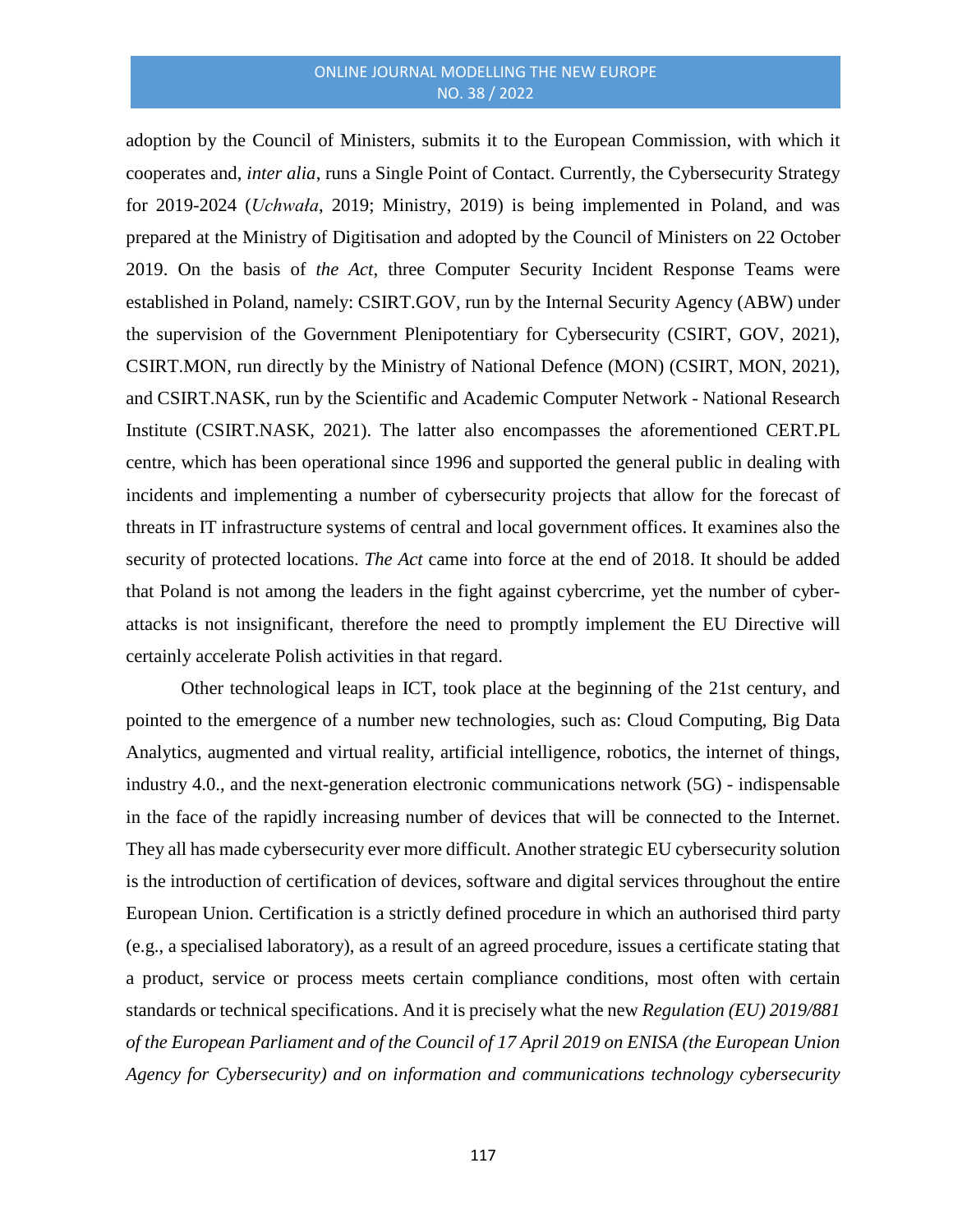adoption by the Council of Ministers, submits it to the European Commission, with which it cooperates and, *inter alia*, runs a Single Point of Contact. Currently, the Cybersecurity Strategy for 2019-2024 (*Uchwała*, 2019; Ministry, 2019) is being implemented in Poland, and was prepared at the Ministry of Digitisation and adopted by the Council of Ministers on 22 October 2019. On the basis of *the Act*, three Computer Security Incident Response Teams were established in Poland, namely: CSIRT.GOV, run by the Internal Security Agency (ABW) under the supervision of the Government Plenipotentiary for Cybersecurity (CSIRT, GOV, 2021), CSIRT.MON, run directly by the Ministry of National Defence (MON) (CSIRT, MON, 2021), and CSIRT.NASK, run by the Scientific and Academic Computer Network - National Research Institute (CSIRT.NASK, 2021). The latter also encompasses the aforementioned CERT.PL centre, which has been operational since 1996 and supported the general public in dealing with incidents and implementing a number of cybersecurity projects that allow for the forecast of threats in IT infrastructure systems of central and local government offices. It examines also the security of protected locations. *The Act* came into force at the end of 2018. It should be added that Poland is not among the leaders in the fight against cybercrime, yet the number of cyber-attacks is not insignificant, therefore the need to promptly implement the EU Directive will certainly accelerate Polish activities in that regard.

Other technological leaps in ICT, took place at the beginning of the 21st century, and pointed to the emergence of a number new technologies, such as: Cloud Computing, Big Data Analytics, augmented and virtual reality, artificial intelligence, robotics, the internet of things, industry 4.0., and the next-generation electronic communications network (5G) - indispensable in the face of the rapidly increasing number of devices that will be connected to the Internet. They all has made cybersecurity ever more difficult. Another strategic EU cybersecurity solution is the introduction of certification of devices, software and digital services throughout the entire European Union. Certification is a strictly defined procedure in which an authorised third party (e.g., a specialised laboratory), as a result of an agreed procedure, issues a certificate stating that a product, service or process meets certain compliance conditions, most often with certain standards or technical specifications. And it is precisely what the new *Regulation (EU) 2019/881 of the European Parliament and of the Council of 17 April 2019 on ENISA (the European Union Agency for Cybersecurity) and on information and communications technology cybersecurity*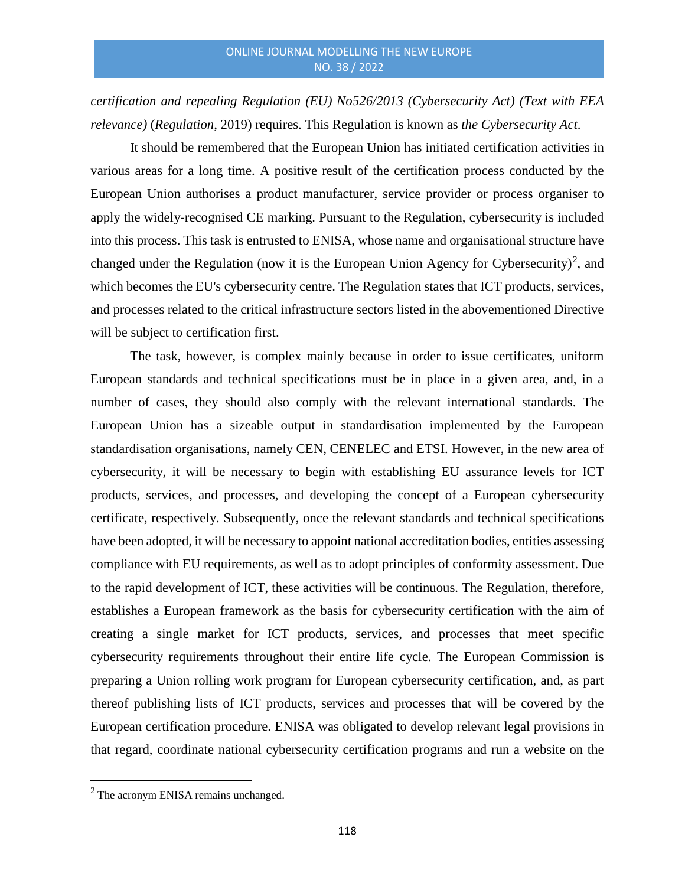*certification and repealing Regulation (EU) No526/2013 (Cybersecurity Act) (Text with EEA relevance)* (*Regulation*, 2019) requires. This Regulation is known as *the Cybersecurity Act*.

It should be remembered that the European Union has initiated certification activities in various areas for a long time. A positive result of the certification process conducted by the European Union authorises a product manufacturer, service provider or process organiser to apply the widely-recognised CE marking. Pursuant to the Regulation, cybersecurity is included into this process. This task is entrusted to ENISA, whose name and organisational structure have changed under the Regulation (now it is the European Union Agency for Cybersecurity)[2], and which becomes the EU's cybersecurity centre. The Regulation states that ICT products, services, and processes related to the critical infrastructure sectors listed in the abovementioned Directive will be subject to certification first.

The task, however, is complex mainly because in order to issue certificates, uniform European standards and technical specifications must be in place in a given area, and, in a number of cases, they should also comply with the relevant international standards. The European Union has a sizeable output in standardisation implemented by the European standardisation organisations, namely CEN, CENELEC and ETSI. However, in the new area of cybersecurity, it will be necessary to begin with establishing EU assurance levels for ICT products, services, and processes, and developing the concept of a European cybersecurity certificate, respectively. Subsequently, once the relevant standards and technical specifications have been adopted, it will be necessary to appoint national accreditation bodies, entities assessing compliance with EU requirements, as well as to adopt principles of conformity assessment. Due to the rapid development of ICT, these activities will be continuous. The Regulation, therefore, establishes a European framework as the basis for cybersecurity certification with the aim of creating a single market for ICT products, services, and processes that meet specific cybersecurity requirements throughout their entire life cycle. The European Commission is preparing a Union rolling work program for European cybersecurity certification, and, as part thereof publishing lists of ICT products, services and processes that will be covered by the European certification procedure. ENISA was obligated to develop relevant legal provisions in that regard, coordinate national cybersecurity certification programs and run a website on the

---

[2] The acronym ENISA remains unchanged.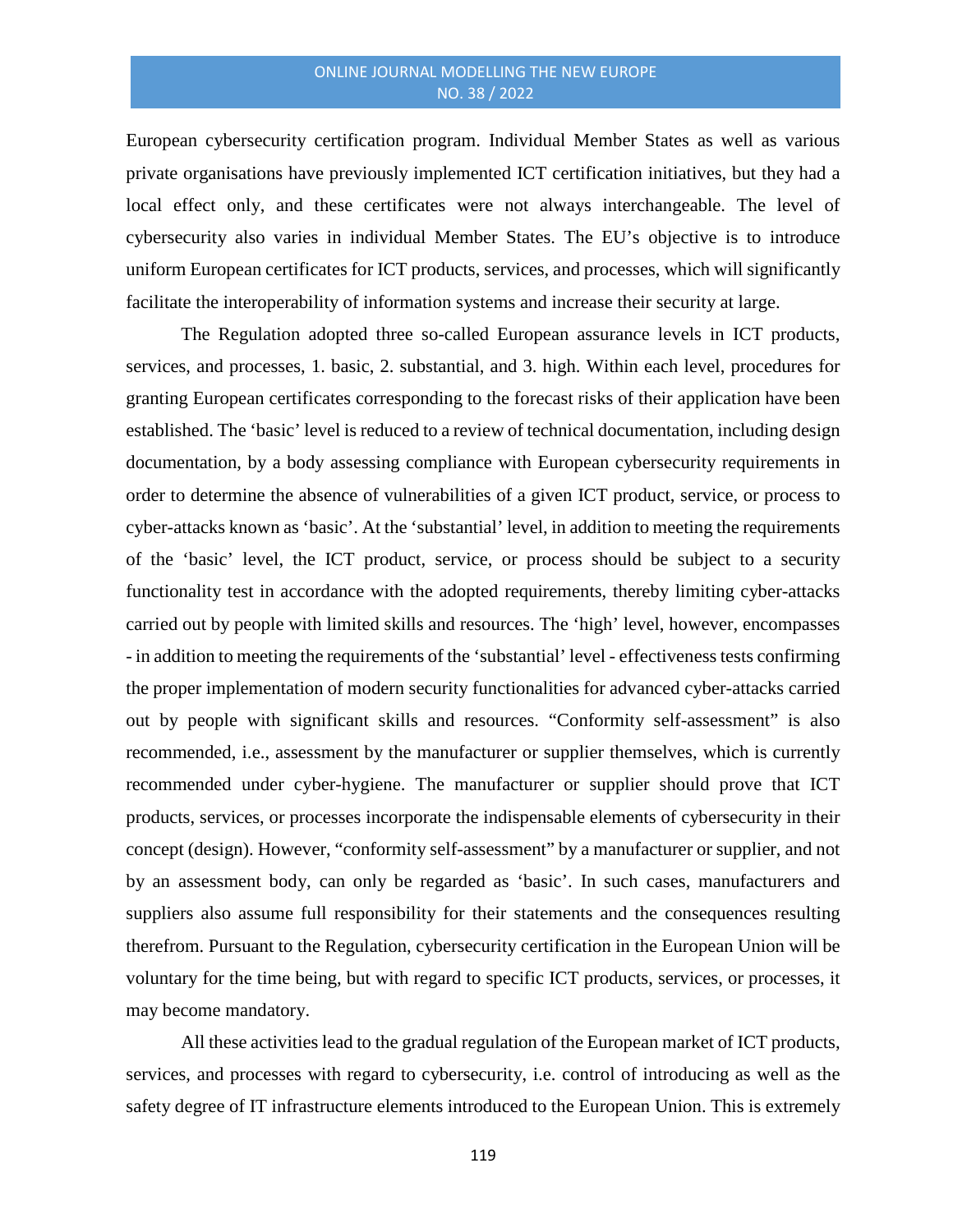European cybersecurity certification program. Individual Member States as well as various private organisations have previously implemented ICT certification initiatives, but they had a local effect only, and these certificates were not always interchangeable. The level of cybersecurity also varies in individual Member States. The EU's objective is to introduce uniform European certificates for ICT products, services, and processes, which will significantly facilitate the interoperability of information systems and increase their security at large.

The Regulation adopted three so-called European assurance levels in ICT products, services, and processes, 1. basic, 2. substantial, and 3. high. Within each level, procedures for granting European certificates corresponding to the forecast risks of their application have been established. The 'basic' level is reduced to a review of technical documentation, including design documentation, by a body assessing compliance with European cybersecurity requirements in order to determine the absence of vulnerabilities of a given ICT product, service, or process to cyber-attacks known as 'basic'. At the 'substantial' level, in addition to meeting the requirements of the 'basic' level, the ICT product, service, or process should be subject to a security functionality test in accordance with the adopted requirements, thereby limiting cyber-attacks carried out by people with limited skills and resources. The 'high' level, however, encompasses - in addition to meeting the requirements of the 'substantial' level - effectiveness tests confirming the proper implementation of modern security functionalities for advanced cyber-attacks carried out by people with significant skills and resources. "Conformity self-assessment" is also recommended, i.e., assessment by the manufacturer or supplier themselves, which is currently recommended under cyber-hygiene. The manufacturer or supplier should prove that ICT products, services, or processes incorporate the indispensable elements of cybersecurity in their concept (design). However, "conformity self-assessment" by a manufacturer or supplier, and not by an assessment body, can only be regarded as 'basic'. In such cases, manufacturers and suppliers also assume full responsibility for their statements and the consequences resulting therefrom. Pursuant to the Regulation, cybersecurity certification in the European Union will be voluntary for the time being, but with regard to specific ICT products, services, or processes, it may become mandatory.

All these activities lead to the gradual regulation of the European market of ICT products, services, and processes with regard to cybersecurity, i.e. control of introducing as well as the safety degree of IT infrastructure elements introduced to the European Union. This is extremely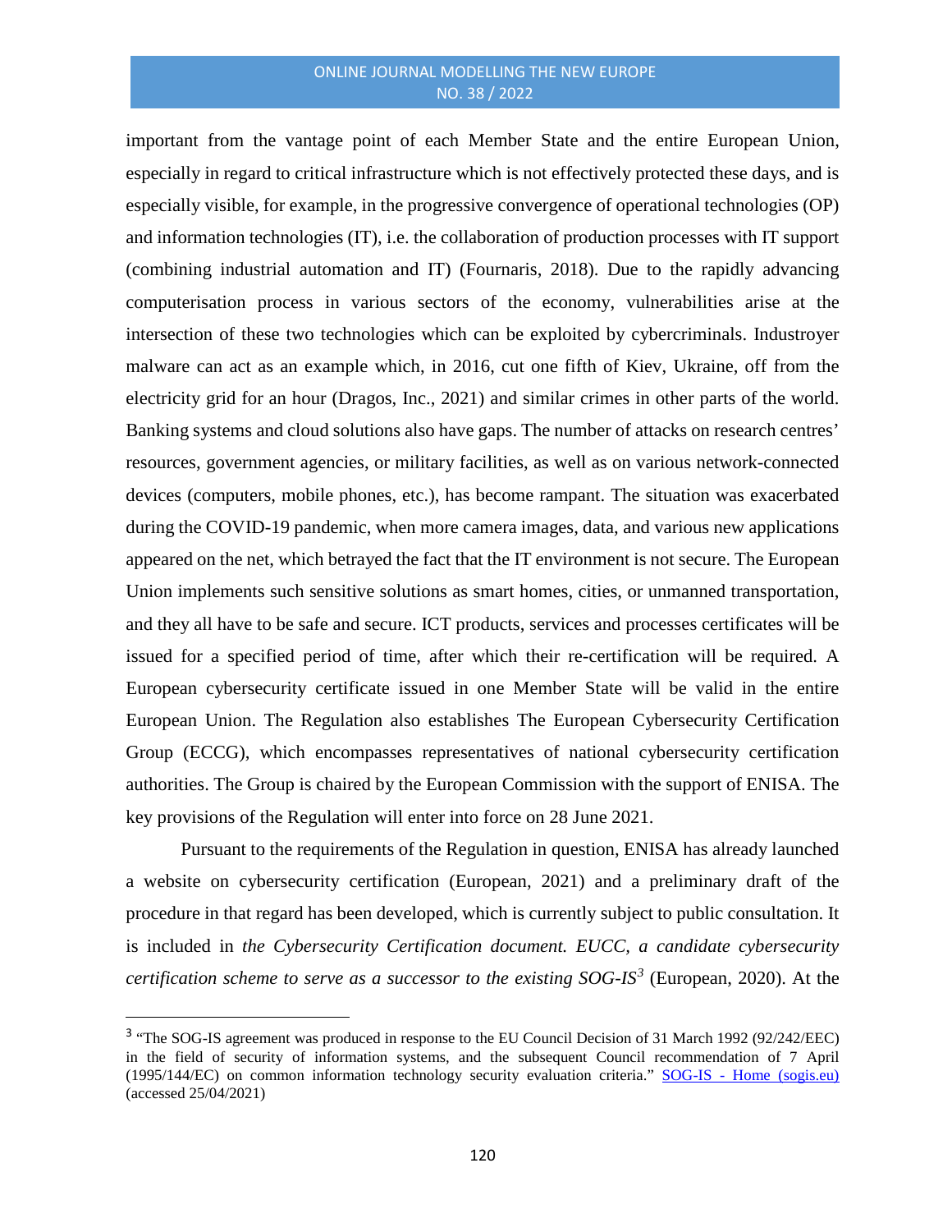important from the vantage point of each Member State and the entire European Union, especially in regard to critical infrastructure which is not effectively protected these days, and is especially visible, for example, in the progressive convergence of operational technologies (OP) and information technologies (IT), i.e. the collaboration of production processes with IT support (combining industrial automation and IT) (Fournaris, 2018). Due to the rapidly advancing computerisation process in various sectors of the economy, vulnerabilities arise at the intersection of these two technologies which can be exploited by cybercriminals. Industroyer malware can act as an example which, in 2016, cut one fifth of Kiev, Ukraine, off from the electricity grid for an hour (Dragos, Inc., 2021) and similar crimes in other parts of the world. Banking systems and cloud solutions also have gaps. The number of attacks on research centres' resources, government agencies, or military facilities, as well as on various network-connected devices (computers, mobile phones, etc.), has become rampant. The situation was exacerbated during the COVID-19 pandemic, when more camera images, data, and various new applications appeared on the net, which betrayed the fact that the IT environment is not secure. The European Union implements such sensitive solutions as smart homes, cities, or unmanned transportation, and they all have to be safe and secure. ICT products, services and processes certificates will be issued for a specified period of time, after which their re-certification will be required. A European cybersecurity certificate issued in one Member State will be valid in the entire European Union. The Regulation also establishes The European Cybersecurity Certification Group (ECCG), which encompasses representatives of national cybersecurity certification authorities. The Group is chaired by the European Commission with the support of ENISA. The key provisions of the Regulation will enter into force on 28 June 2021.

Pursuant to the requirements of the Regulation in question, ENISA has already launched a website on cybersecurity certification (European, 2021) and a preliminary draft of the procedure in that regard has been developed, which is currently subject to public consultation. It is included in *the Cybersecurity Certification document. EUCC, a candidate cybersecurity certification scheme to serve as a successor to the existing SOG-IS*[3] (European, 2020). At the

[3] "The SOG-IS agreement was produced in response to the EU Council Decision of 31 March 1992 (92/242/EEC) in the field of security of information systems, and the subsequent Council recommendation of 7 April (1995/144/EC) on common information technology security evaluation criteria." SOG-IS - Home (sogis.eu) (accessed 25/04/2021)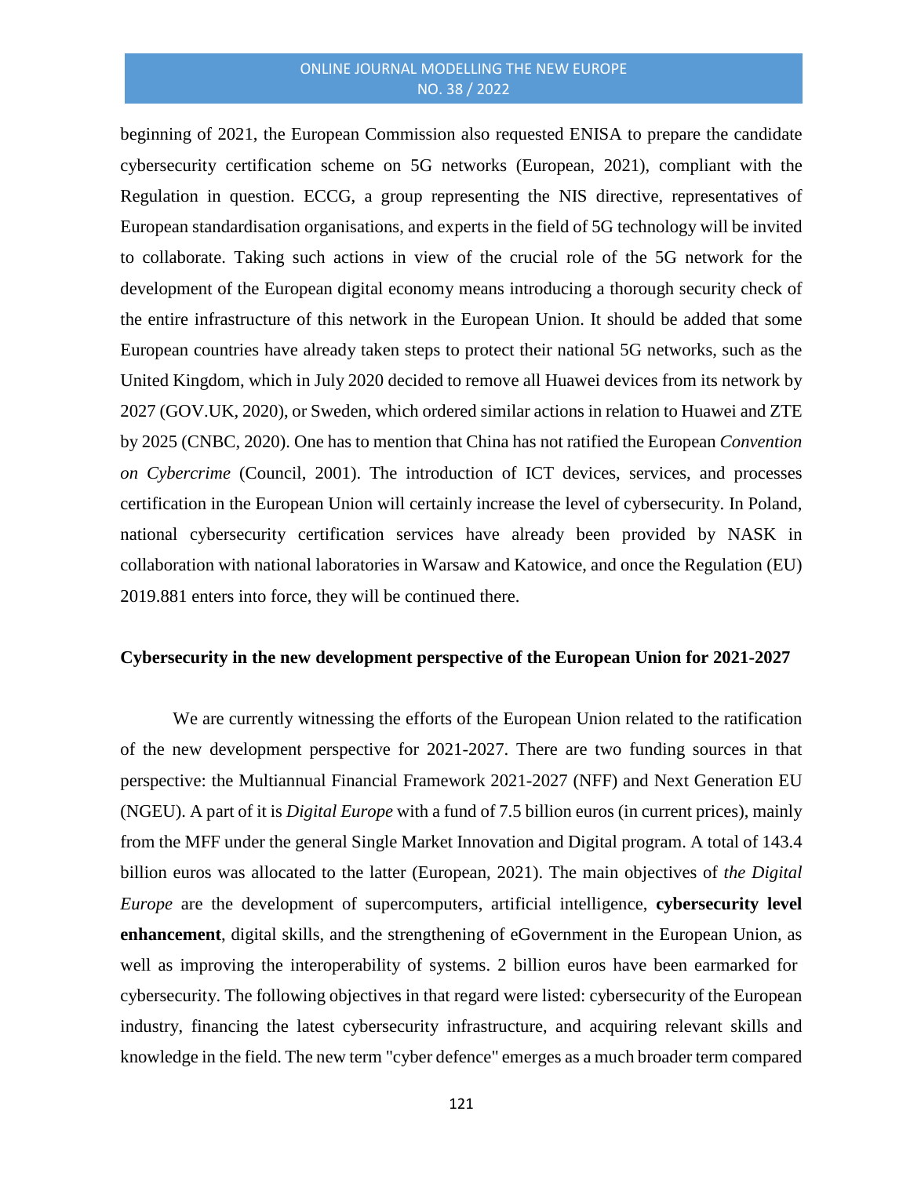beginning of 2021, the European Commission also requested ENISA to prepare the candidate cybersecurity certification scheme on 5G networks (European, 2021), compliant with the Regulation in question. ECCG, a group representing the NIS directive, representatives of European standardisation organisations, and experts in the field of 5G technology will be invited to collaborate. Taking such actions in view of the crucial role of the 5G network for the development of the European digital economy means introducing a thorough security check of the entire infrastructure of this network in the European Union. It should be added that some European countries have already taken steps to protect their national 5G networks, such as the United Kingdom, which in July 2020 decided to remove all Huawei devices from its network by 2027 (GOV.UK, 2020), or Sweden, which ordered similar actions in relation to Huawei and ZTE by 2025 (CNBC, 2020). One has to mention that China has not ratified the European *Convention on Cybercrime* (Council, 2001). The introduction of ICT devices, services, and processes certification in the European Union will certainly increase the level of cybersecurity. In Poland, national cybersecurity certification services have already been provided by NASK in collaboration with national laboratories in Warsaw and Katowice, and once the Regulation (EU) 2019.881 enters into force, they will be continued there.

**Cybersecurity in the new development perspective of the European Union for 2021-2027**

We are currently witnessing the efforts of the European Union related to the ratification of the new development perspective for 2021-2027. There are two funding sources in that perspective: the Multiannual Financial Framework 2021-2027 (NFF) and Next Generation EU (NGEU). A part of it is *Digital Europe* with a fund of 7.5 billion euros (in current prices), mainly from the MFF under the general Single Market Innovation and Digital program. A total of 143.4 billion euros was allocated to the latter (European, 2021). The main objectives of *the Digital Europe* are the development of supercomputers, artificial intelligence, **cybersecurity level enhancement**, digital skills, and the strengthening of eGovernment in the European Union, as well as improving the interoperability of systems. 2 billion euros have been earmarked for cybersecurity. The following objectives in that regard were listed: cybersecurity of the European industry, financing the latest cybersecurity infrastructure, and acquiring relevant skills and knowledge in the field. The new term "cyber defence" emerges as a much broader term compared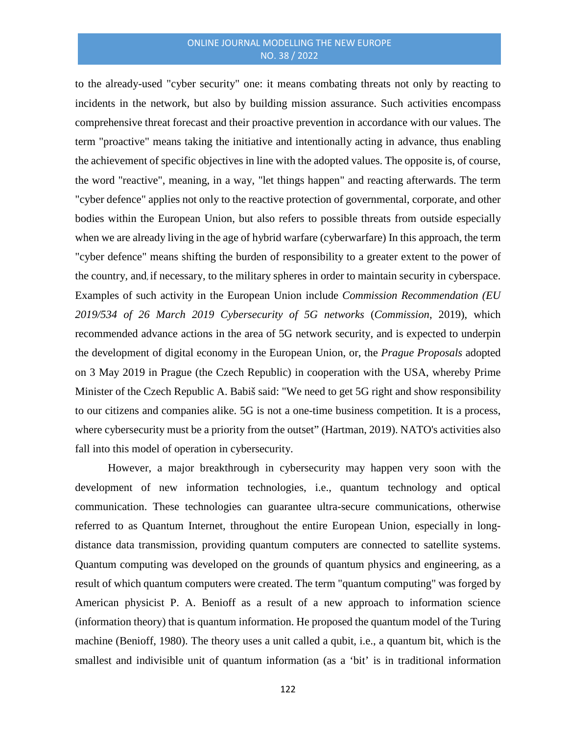to the already-used "cyber security" one: it means combating threats not only by reacting to incidents in the network, but also by building mission assurance. Such activities encompass comprehensive threat forecast and their proactive prevention in accordance with our values. The term "proactive" means taking the initiative and intentionally acting in advance, thus enabling the achievement of specific objectives in line with the adopted values. The opposite is, of course, the word "reactive", meaning, in a way, "let things happen" and reacting afterwards. The term "cyber defence" applies not only to the reactive protection of governmental, corporate, and other bodies within the European Union, but also refers to possible threats from outside especially when we are already living in the age of hybrid warfare (cyberwarfare) In this approach, the term "cyber defence" means shifting the burden of responsibility to a greater extent to the power of the country, and, if necessary, to the military spheres in order to maintain security in cyberspace. Examples of such activity in the European Union include *Commission Recommendation (EU 2019/534 of 26 March 2019 Cybersecurity of 5G networks* (*Commission*, 2019), which recommended advance actions in the area of 5G network security, and is expected to underpin the development of digital economy in the European Union, or, the *Prague Proposals* adopted on 3 May 2019 in Prague (the Czech Republic) in cooperation with the USA, whereby Prime Minister of the Czech Republic A. Babiš said: "We need to get 5G right and show responsibility to our citizens and companies alike. 5G is not a one-time business competition. It is a process, where cybersecurity must be a priority from the outset" (Hartman, 2019). NATO's activities also fall into this model of operation in cybersecurity.

However, a major breakthrough in cybersecurity may happen very soon with the development of new information technologies, i.e., quantum technology and optical communication. These technologies can guarantee ultra-secure communications, otherwise referred to as Quantum Internet, throughout the entire European Union, especially in long-distance data transmission, providing quantum computers are connected to satellite systems. Quantum computing was developed on the grounds of quantum physics and engineering, as a result of which quantum computers were created. The term "quantum computing" was forged by American physicist P. A. Benioff as a result of a new approach to information science (information theory) that is quantum information. He proposed the quantum model of the Turing machine (Benioff, 1980). The theory uses a unit called a qubit, i.e., a quantum bit, which is the smallest and indivisible unit of quantum information (as a 'bit' is in traditional information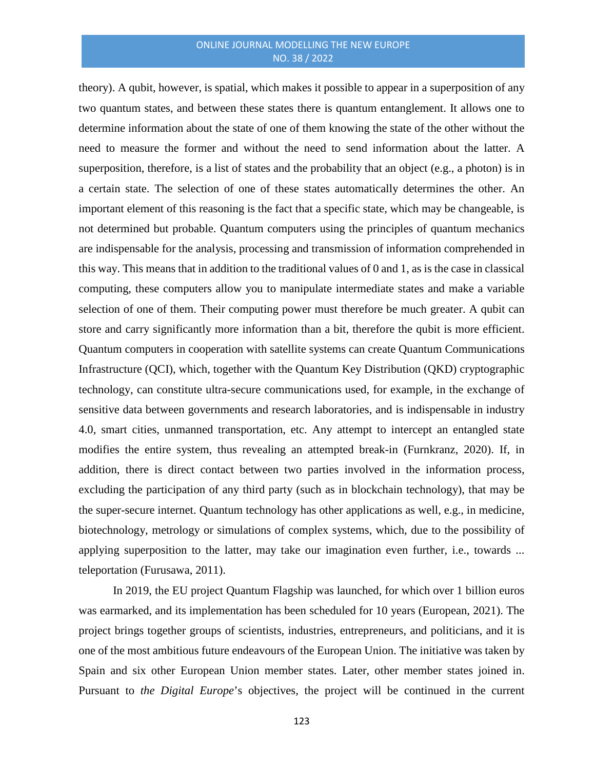theory). A qubit, however, is spatial, which makes it possible to appear in a superposition of any two quantum states, and between these states there is quantum entanglement. It allows one to determine information about the state of one of them knowing the state of the other without the need to measure the former and without the need to send information about the latter. A superposition, therefore, is a list of states and the probability that an object (e.g., a photon) is in a certain state. The selection of one of these states automatically determines the other. An important element of this reasoning is the fact that a specific state, which may be changeable, is not determined but probable. Quantum computers using the principles of quantum mechanics are indispensable for the analysis, processing and transmission of information comprehended in this way. This means that in addition to the traditional values of 0 and 1, as is the case in classical computing, these computers allow you to manipulate intermediate states and make a variable selection of one of them. Their computing power must therefore be much greater. A qubit can store and carry significantly more information than a bit, therefore the qubit is more efficient. Quantum computers in cooperation with satellite systems can create Quantum Communications Infrastructure (QCI), which, together with the Quantum Key Distribution (QKD) cryptographic technology, can constitute ultra-secure communications used, for example, in the exchange of sensitive data between governments and research laboratories, and is indispensable in industry 4.0, smart cities, unmanned transportation, etc. Any attempt to intercept an entangled state modifies the entire system, thus revealing an attempted break-in (Furnkranz, 2020). If, in addition, there is direct contact between two parties involved in the information process, excluding the participation of any third party (such as in blockchain technology), that may be the super-secure internet. Quantum technology has other applications as well, e.g., in medicine, biotechnology, metrology or simulations of complex systems, which, due to the possibility of applying superposition to the latter, may take our imagination even further, i.e., towards ... teleportation (Furusawa, 2011).

In 2019, the EU project Quantum Flagship was launched, for which over 1 billion euros was earmarked, and its implementation has been scheduled for 10 years (European, 2021). The project brings together groups of scientists, industries, entrepreneurs, and politicians, and it is one of the most ambitious future endeavours of the European Union. The initiative was taken by Spain and six other European Union member states. Later, other member states joined in. Pursuant to *the Digital Europe*'s objectives, the project will be continued in the current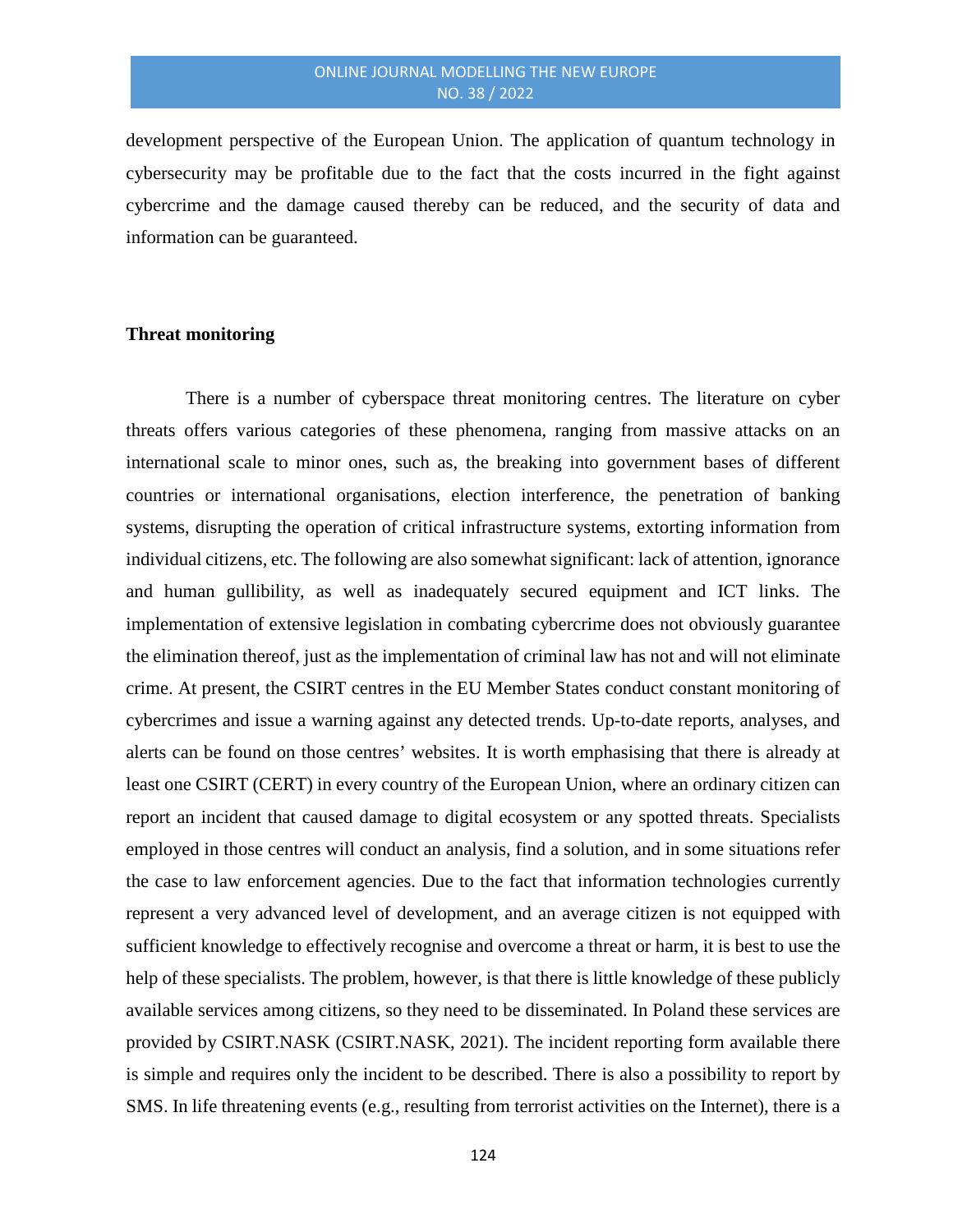development perspective of the European Union. The application of quantum technology in cybersecurity may be profitable due to the fact that the costs incurred in the fight against cybercrime and the damage caused thereby can be reduced, and the security of data and information can be guaranteed.

## Threat monitoring

There is a number of cyberspace threat monitoring centres. The literature on cyber threats offers various categories of these phenomena, ranging from massive attacks on an international scale to minor ones, such as, the breaking into government bases of different countries or international organisations, election interference, the penetration of banking systems, disrupting the operation of critical infrastructure systems, extorting information from individual citizens, etc. The following are also somewhat significant: lack of attention, ignorance and human gullibility, as well as inadequately secured equipment and ICT links. The implementation of extensive legislation in combating cybercrime does not obviously guarantee the elimination thereof, just as the implementation of criminal law has not and will not eliminate crime. At present, the CSIRT centres in the EU Member States conduct constant monitoring of cybercrimes and issue a warning against any detected trends. Up-to-date reports, analyses, and alerts can be found on those centres' websites. It is worth emphasising that there is already at least one CSIRT (CERT) in every country of the European Union, where an ordinary citizen can report an incident that caused damage to digital ecosystem or any spotted threats. Specialists employed in those centres will conduct an analysis, find a solution, and in some situations refer the case to law enforcement agencies. Due to the fact that information technologies currently represent a very advanced level of development, and an average citizen is not equipped with sufficient knowledge to effectively recognise and overcome a threat or harm, it is best to use the help of these specialists. The problem, however, is that there is little knowledge of these publicly available services among citizens, so they need to be disseminated. In Poland these services are provided by CSIRT.NASK (CSIRT.NASK, 2021). The incident reporting form available there is simple and requires only the incident to be described. There is also a possibility to report by SMS. In life threatening events (e.g., resulting from terrorist activities on the Internet), there is a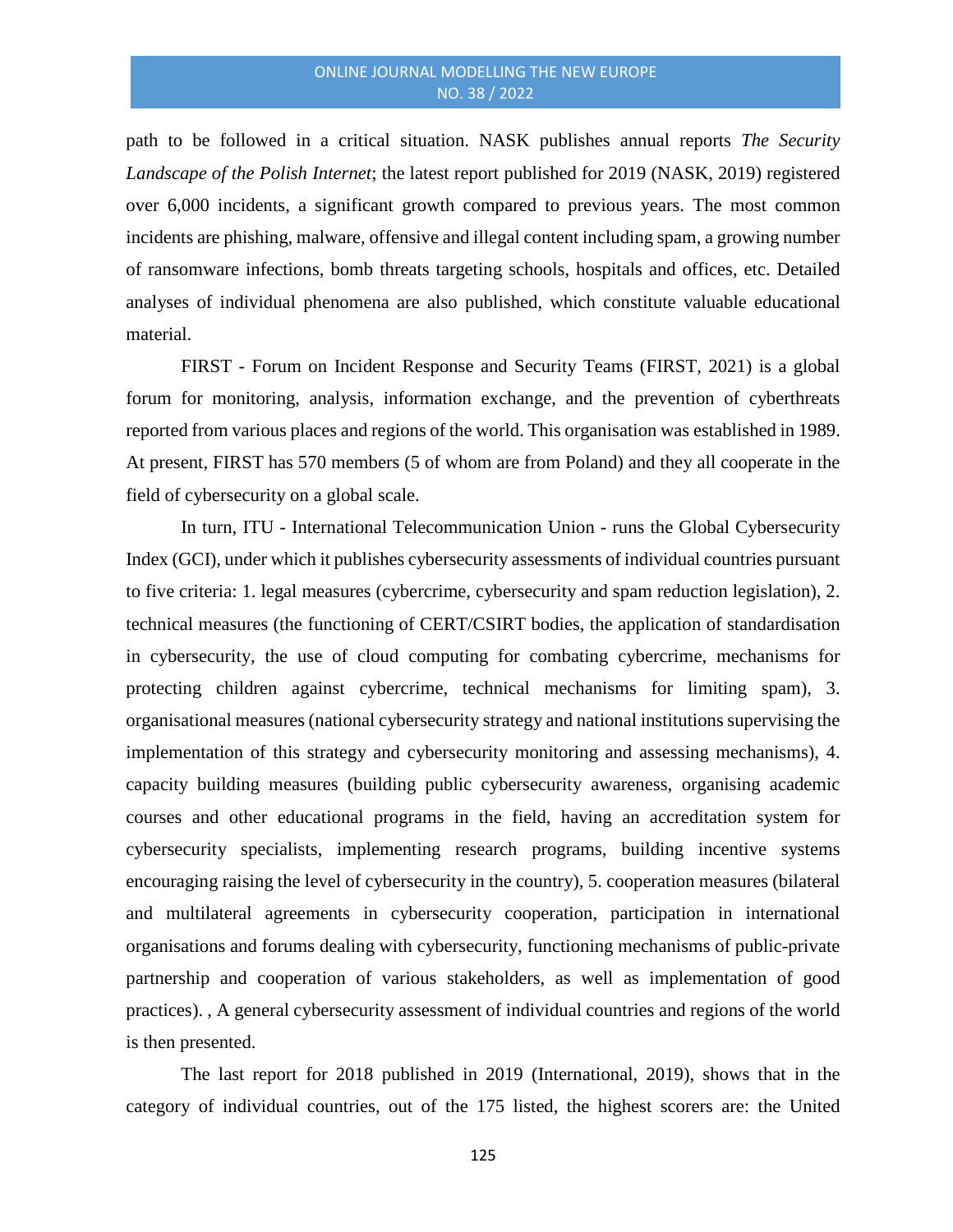path to be followed in a critical situation. NASK publishes annual reports *The Security Landscape of the Polish Internet*; the latest report published for 2019 (NASK, 2019) registered over 6,000 incidents, a significant growth compared to previous years. The most common incidents are phishing, malware, offensive and illegal content including spam, a growing number of ransomware infections, bomb threats targeting schools, hospitals and offices, etc. Detailed analyses of individual phenomena are also published, which constitute valuable educational material.

FIRST - Forum on Incident Response and Security Teams (FIRST, 2021) is a global forum for monitoring, analysis, information exchange, and the prevention of cyberthreats reported from various places and regions of the world. This organisation was established in 1989. At present, FIRST has 570 members (5 of whom are from Poland) and they all cooperate in the field of cybersecurity on a global scale.

In turn, ITU - International Telecommunication Union - runs the Global Cybersecurity Index (GCI), under which it publishes cybersecurity assessments of individual countries pursuant to five criteria: 1. legal measures (cybercrime, cybersecurity and spam reduction legislation), 2. technical measures (the functioning of CERT/CSIRT bodies, the application of standardisation in cybersecurity, the use of cloud computing for combating cybercrime, mechanisms for protecting children against cybercrime, technical mechanisms for limiting spam), 3. organisational measures (national cybersecurity strategy and national institutions supervising the implementation of this strategy and cybersecurity monitoring and assessing mechanisms), 4. capacity building measures (building public cybersecurity awareness, organising academic courses and other educational programs in the field, having an accreditation system for cybersecurity specialists, implementing research programs, building incentive systems encouraging raising the level of cybersecurity in the country), 5. cooperation measures (bilateral and multilateral agreements in cybersecurity cooperation, participation in international organisations and forums dealing with cybersecurity, functioning mechanisms of public-private partnership and cooperation of various stakeholders, as well as implementation of good practices). , A general cybersecurity assessment of individual countries and regions of the world is then presented.

The last report for 2018 published in 2019 (International, 2019), shows that in the category of individual countries, out of the 175 listed, the highest scorers are: the United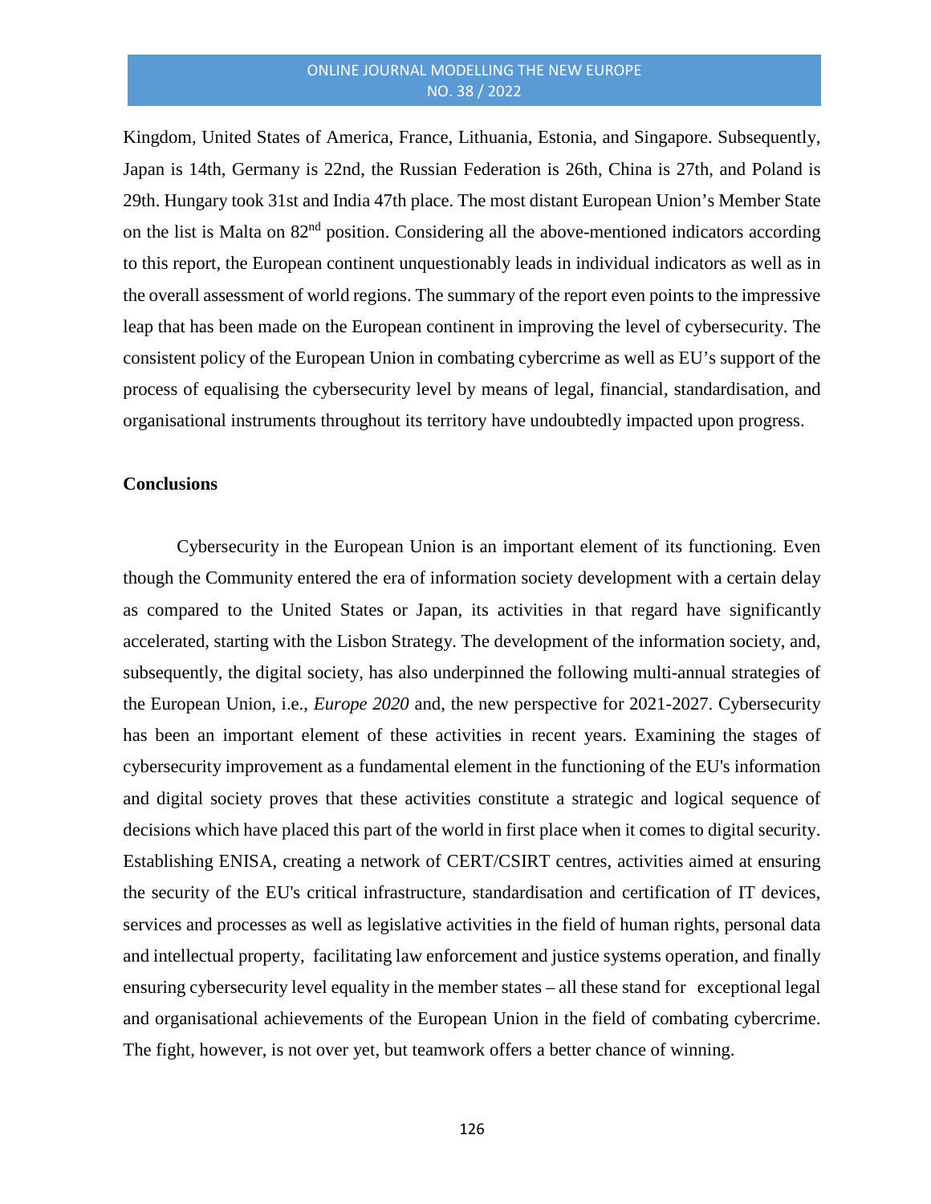Kingdom, United States of America, France, Lithuania, Estonia, and Singapore. Subsequently, Japan is 14th, Germany is 22nd, the Russian Federation is 26th, China is 27th, and Poland is 29th. Hungary took 31st and India 47th place. The most distant European Union's Member State on the list is Malta on 82nd position. Considering all the above-mentioned indicators according to this report, the European continent unquestionably leads in individual indicators as well as in the overall assessment of world regions. The summary of the report even points to the impressive leap that has been made on the European continent in improving the level of cybersecurity. The consistent policy of the European Union in combating cybercrime as well as EU's support of the process of equalising the cybersecurity level by means of legal, financial, standardisation, and organisational instruments throughout its territory have undoubtedly impacted upon progress.

## Conclusions

Cybersecurity in the European Union is an important element of its functioning. Even though the Community entered the era of information society development with a certain delay as compared to the United States or Japan, its activities in that regard have significantly accelerated, starting with the Lisbon Strategy. The development of the information society, and, subsequently, the digital society, has also underpinned the following multi-annual strategies of the European Union, i.e., *Europe 2020* and, the new perspective for 2021-2027. Cybersecurity has been an important element of these activities in recent years. Examining the stages of cybersecurity improvement as a fundamental element in the functioning of the EU's information and digital society proves that these activities constitute a strategic and logical sequence of decisions which have placed this part of the world in first place when it comes to digital security. Establishing ENISA, creating a network of CERT/CSIRT centres, activities aimed at ensuring the security of the EU's critical infrastructure, standardisation and certification of IT devices, services and processes as well as legislative activities in the field of human rights, personal data and intellectual property, facilitating law enforcement and justice systems operation, and finally ensuring cybersecurity level equality in the member states – all these stand for exceptional legal and organisational achievements of the European Union in the field of combating cybercrime. The fight, however, is not over yet, but teamwork offers a better chance of winning.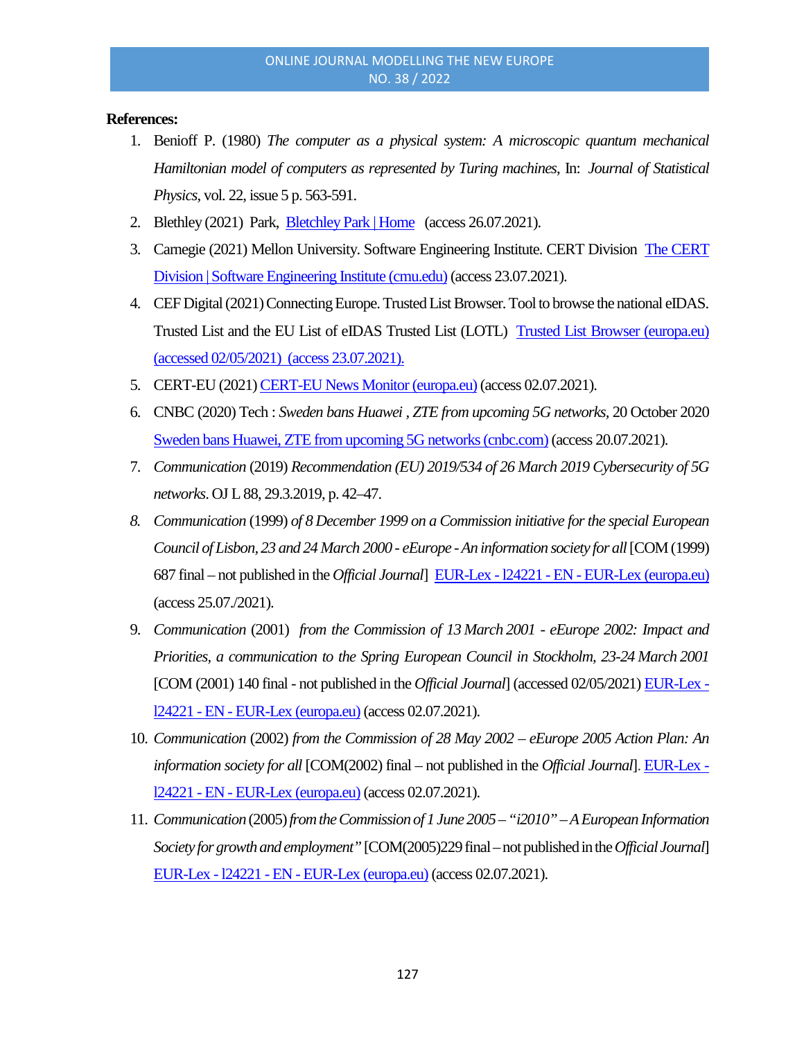**References:**

1. Benioff P. (1980) *The computer as a physical system: A microscopic quantum mechanical Hamiltonian model of computers as represented by Turing machines*, In: *Journal of Statistical Physics*, vol. 22, issue 5 p. 563-591.
2. Blethley (2021) Park, Bletchley Park | Home (access 26.07.2021).
3. Carnegie (2021) Mellon University. Software Engineering Institute. CERT Division The CERT Division | Software Engineering Institute (cmu.edu) (access 23.07.2021).
4. CEF Digital (2021) Connecting Europe. Trusted List Browser. Tool to browse the national eIDAS. Trusted List and the EU List of eIDAS Trusted List (LOTL) Trusted List Browser (europa.eu) (accessed 02/05/2021) (access 23.07.2021).
5. CERT-EU (2021) CERT-EU News Monitor (europa.eu) (access 02.07.2021).
6. CNBC (2020) Tech : *Sweden bans Huawei , ZTE from upcoming 5G networks,* 20 October 2020 Sweden bans Huawei, ZTE from upcoming 5G networks (cnbc.com) (access 20.07.2021).
7. *Communication* (2019) *Recommendation (EU) 2019/534 of 26 March 2019 Cybersecurity of 5G networks*. OJ L 88, 29.3.2019, p. 42–47.
8. *Communication* (1999) *of 8 December 1999 on a Commission initiative for the special European Council of Lisbon, 23 and 24 March 2000 - eEurope - An information society for all* [COM (1999) 687 final – not published in the *Official Journal*] EUR-Lex - l24221 - EN - EUR-Lex (europa.eu) (access 25.07./2021).
9. *Communication* (2001) *from the Commission of 13 March 2001 - eEurope 2002: Impact and Priorities, a communication to the Spring European Council in Stockholm, 23-24 March 2001* [COM (2001) 140 final - not published in the *Official Journal*] (accessed 02/05/2021) EUR-Lex - l24221 - EN - EUR-Lex (europa.eu) (access 02.07.2021).
10. *Communication* (2002) *from the Commission of 28 May 2002 – eEurope 2005 Action Plan: An information society for all* [COM(2002) final – not published in the *Official Journal*]. EUR-Lex - l24221 - EN - EUR-Lex (europa.eu) (access 02.07.2021).
11. *Communication* (2005) *from the Commission of 1 June 2005 – "i2010" – A European Information Society for growth and employment"* [COM(2005)229 final – not published in the *Official Journal*] EUR-Lex - l24221 - EN - EUR-Lex (europa.eu) (access 02.07.2021).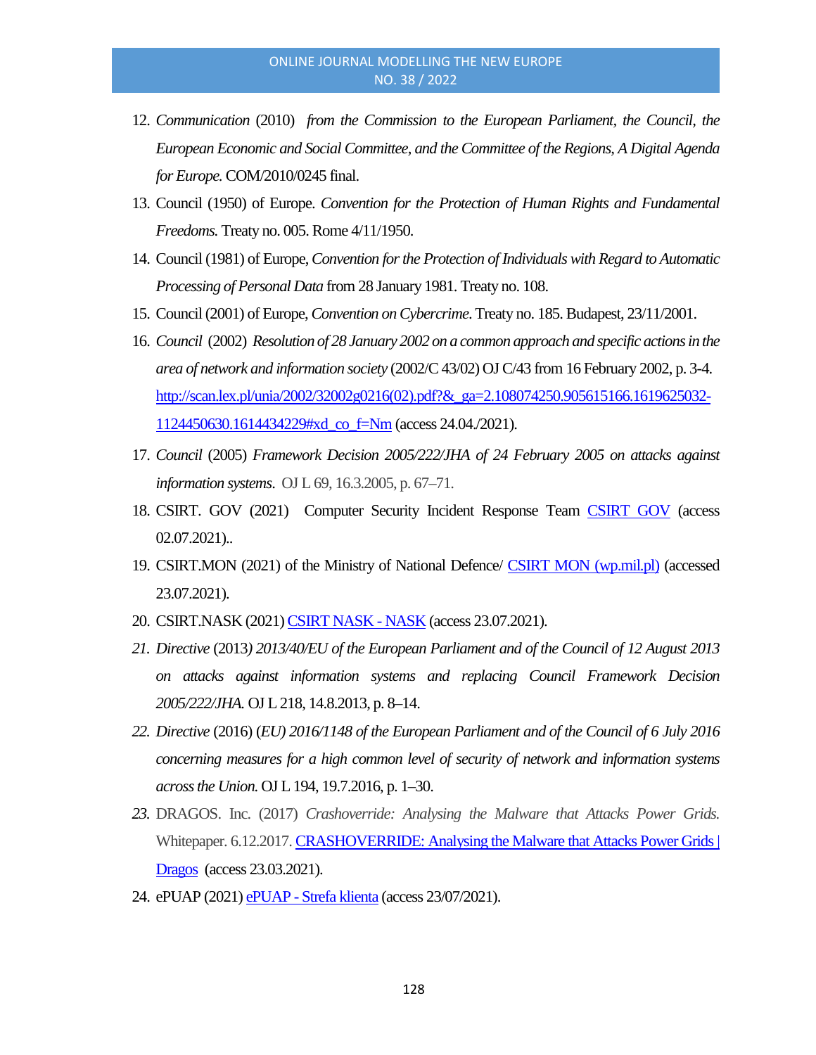12. *Communication* (2010) *from the Commission to the European Parliament, the Council, the European Economic and Social Committee, and the Committee of the Regions, A Digital Agenda for Europe.* COM/2010/0245 final.
13. Council (1950) of Europe. *Convention for the Protection of Human Rights and Fundamental Freedoms.* Treaty no. 005. Rome 4/11/1950.
14. Council (1981) of Europe, *Convention for the Protection of Individuals with Regard to Automatic Processing of Personal Data* from 28 January 1981. Treaty no. 108.
15. Council (2001) of Europe, *Convention on Cybercrime*. Treaty no. 185. Budapest, 23/11/2001.
16. *Council* (2002) *Resolution of 28 January 2002 on a common approach and specific actions in the area of network and information society* (2002/C 43/02) OJ C/43 from 16 February 2002, p. 3-4. [http://scan.lex.pl/unia/2002/32002g0216(02).pdf?&_ga=2.108074250.905615166.1619625032-1124450630.1614434229#xd_co_f=Nm](http://scan.lex.pl/unia/2002/32002g0216(02).pdf?&_ga=2.108074250.905615166.1619625032-1124450630.1614434229#xd_co_f=Nm) (access 24.04./2021).
17. *Council* (2005) *Framework Decision 2005/222/JHA of 24 February 2005 on attacks against information systems*. OJ L 69, 16.3.2005, p. 67–71.
18. CSIRT. GOV (2021) Computer Security Incident Response Team CSIRT GOV (access 02.07.2021)..
19. CSIRT.MON (2021) of the Ministry of National Defence/ CSIRT MON (wp.mil.pl) (accessed 23.07.2021).
20. CSIRT.NASK (2021) CSIRT NASK - NASK (access 23.07.2021).
21. *Directive* (2013*) 2013/40/EU of the European Parliament and of the Council of 12 August 2013 on attacks against information systems and replacing Council Framework Decision 2005/222/JHA.* OJ L 218, 14.8.2013, p. 8–14.
22. *Directive* (2016) (*EU) 2016/1148 of the European Parliament and of the Council of 6 July 2016 concerning measures for a high common level of security of network and information systems across the Union.* OJ L 194, 19.7.2016, p. 1–30.
23. DRAGOS. Inc. (2017) *Crashoverride: Analysing the Malware that Attacks Power Grids.* Whitepaper. 6.12.2017. CRASHOVERRIDE: Analysing the Malware that Attacks Power Grids | Dragos (access 23.03.2021).
24. ePUAP (2021) ePUAP - Strefa klienta (access 23/07/2021).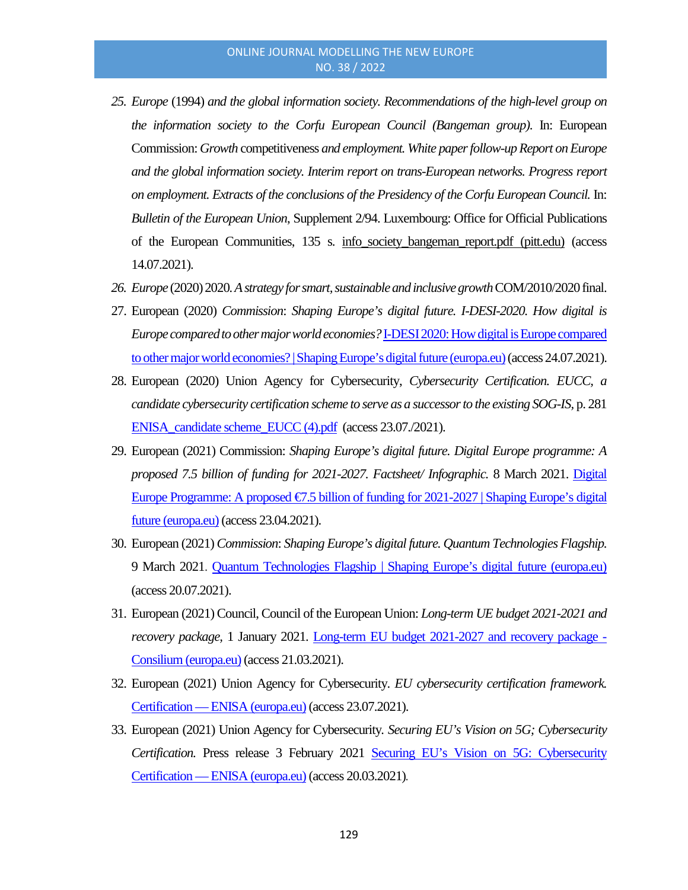25. *Europe* (1994) *and the global information society. Recommendations of the high-level group on the information society to the Corfu European Council (Bangeman group).* In: European Commission: *Growth* competitiveness *and employment. White paper follow-up Report on Europe and the global information society. Interim report on trans-European networks. Progress report on employment. Extracts of the conclusions of the Presidency of the Corfu European Council.* In: *Bulletin of the European Union*, Supplement 2/94. Luxembourg: Office for Official Publications of the European Communities, 135 s. info_society_bangeman_report.pdf (pitt.edu) (access 14.07.2021).
26. *Europe* (2020) 2020. *A strategy for smart, sustainable and inclusive growth* COM/2010/2020 final.
27. European (2020) *Commission*: *Shaping Europe's digital future. I-DESI-2020. How digital is Europe compared to other major world economies?* I-DESI 2020: How digital is Europe compared to other major world economies? | Shaping Europe's digital future (europa.eu) (access 24.07.2021).
28. European (2020) Union Agency for Cybersecurity, *Cybersecurity Certification. EUCC, a candidate cybersecurity certification scheme to serve as a successor to the existing SOG-IS*, p. 281 ENISA_candidate scheme_EUCC (4).pdf (access 23.07./2021).
29. European (2021) Commission: *Shaping Europe's digital future. Digital Europe programme: A proposed 7.5 billion of funding for 2021-2027. Factsheet/ Infographic.* 8 March 2021. Digital Europe Programme: A proposed €7.5 billion of funding for 2021-2027 | Shaping Europe's digital future (europa.eu) (access 23.04.2021).
30. European (2021) *Commission*: *Shaping Europe's digital future. Quantum Technologies Flagship.* 9 March 2021. Quantum Technologies Flagship | Shaping Europe's digital future (europa.eu) (access 20.07.2021).
31. European (2021) Council, Council of the European Union: *Long-term UE budget 2021-2021 and recovery package,* 1 January 2021. Long-term EU budget 2021-2027 and recovery package - Consilium (europa.eu) (access 21.03.2021).
32. European (2021) Union Agency for Cybersecurity. *EU cybersecurity certification framework.* Certification — ENISA (europa.eu) (access 23.07.2021).
33. European (2021) Union Agency for Cybersecurity. *Securing EU's Vision on 5G; Cybersecurity Certification.* Press release 3 February 2021 Securing EU's Vision on 5G: Cybersecurity Certification — ENISA (europa.eu) (access 20.03.2021).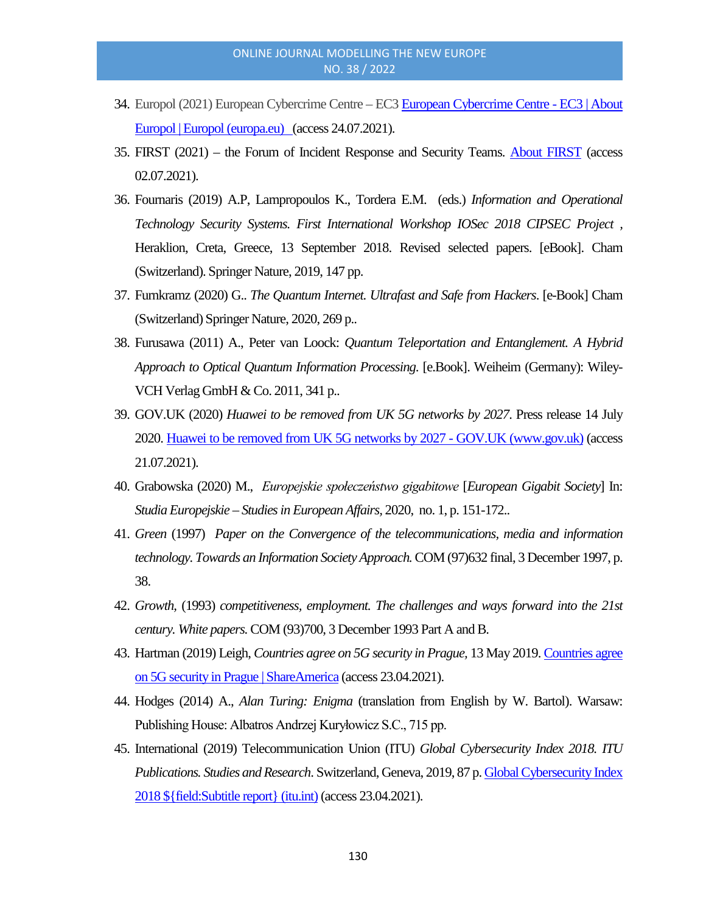34. Europol (2021) European Cybercrime Centre – EC3 European Cybercrime Centre - EC3 | About Europol | Europol (europa.eu) (access 24.07.2021).
35. FIRST (2021) – the Forum of Incident Response and Security Teams. About FIRST (access 02.07.2021).
36. Fournaris (2019) A.P, Lampropoulos K., Tordera E.M. (eds.) *Information and Operational Technology Security Systems. First International Workshop IOSec 2018 CIPSEC Project ,* Heraklion, Creta, Greece, 13 September 2018. Revised selected papers. [eBook]. Cham (Switzerland). Springer Nature, 2019, 147 pp.
37. Furnkramz (2020) G.. *The Quantum Internet. Ultrafast and Safe from Hackers*. [e-Book] Cham (Switzerland) Springer Nature, 2020, 269 p..
38. Furusawa (2011) A., Peter van Loock: *Quantum Teleportation and Entanglement. A Hybrid Approach to Optical Quantum Information Processing.* [e.Book]. Weiheim (Germany): Wiley-VCH Verlag GmbH & Co. 2011, 341 p..
39. GOV.UK (2020) *Huawei to be removed from UK 5G networks by 2027*. Press release 14 July 2020. Huawei to be removed from UK 5G networks by 2027 - GOV.UK (www.gov.uk) (access 21.07.2021).
40. Grabowska (2020) M., *Europejskie społeczeństwo gigabitowe* [*European Gigabit Society*] In: *Studia Europejskie – Studies in European Affairs,* 2020, no. 1, p. 151-172..
41. *Green* (1997) *Paper on the Convergence of the telecommunications, media and information technology. Towards an Information Society Approach.* COM (97)632 final, 3 December 1997, p. 38.
42. *Growth,* (1993) *competitiveness, employment. The challenges and ways forward into the 21st century. White papers.* COM (93)700, 3 December 1993 Part A and B.
43. Hartman (2019) Leigh, *Countries agree on 5G security in Prague,* 13 May 2019. Countries agree on 5G security in Prague | ShareAmerica (access 23.04.2021).
44. Hodges (2014) A., *Alan Turing: Enigma* (translation from English by W. Bartol). Warsaw: Publishing House: Albatros Andrzej Kuryłowicz S.C., 715 pp.
45. International (2019) Telecommunication Union (ITU) *Global Cybersecurity Index 2018. ITU Publications. Studies and Research*. Switzerland, Geneva, 2019, 87 p. Global Cybersecurity Index 2018 ${field:Subtitle report} (itu.int) (access 23.04.2021).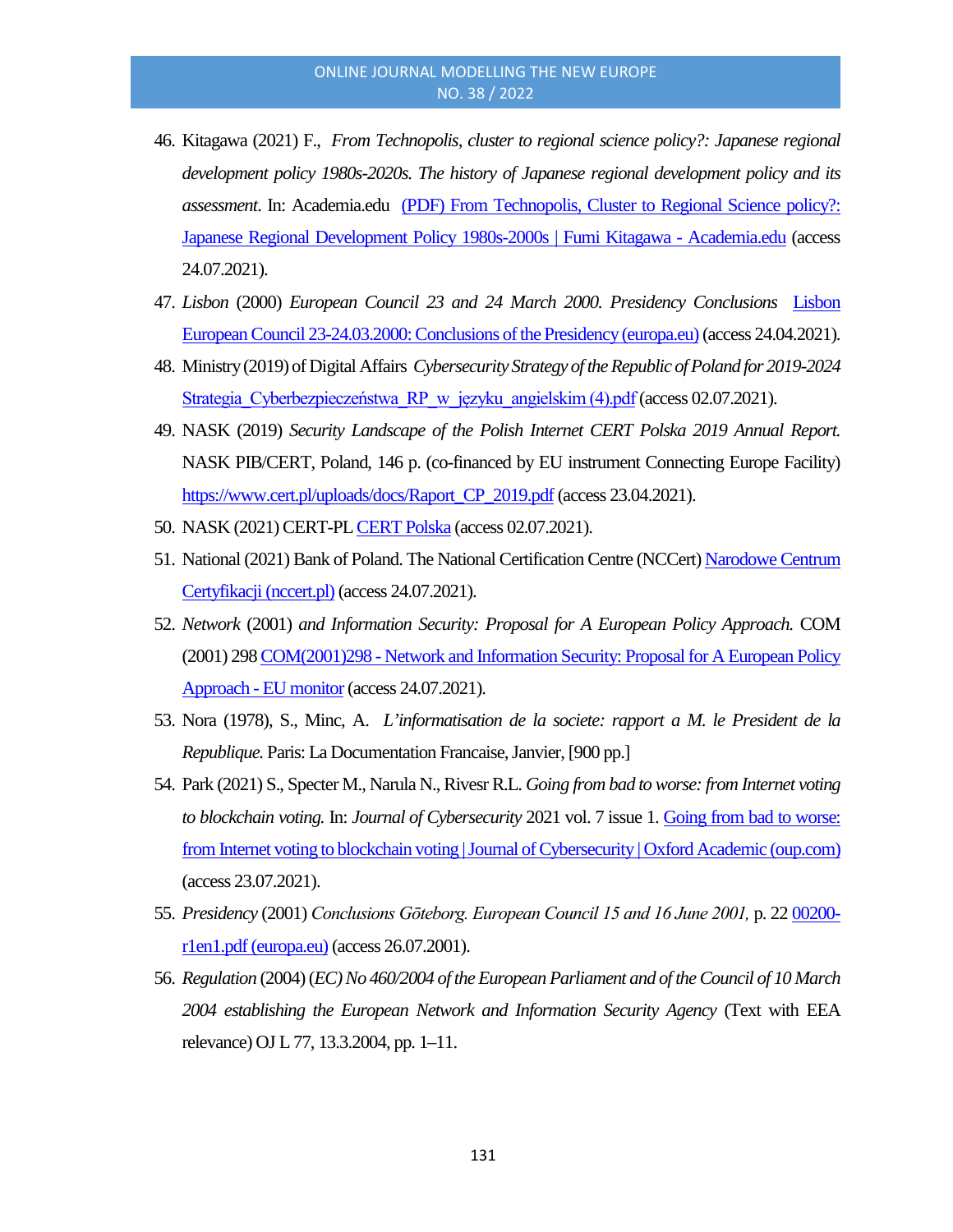46. Kitagawa (2021) F., *From Technopolis, cluster to regional science policy?: Japanese regional development policy 1980s-2020s. The history of Japanese regional development policy and its assessment*. In: Academia.edu [(PDF) From Technopolis, Cluster to Regional Science policy?: Japanese Regional Development Policy 1980s-2000s | Fumi Kitagawa - Academia.edu] (access 24.07.2021).
47. *Lisbon* (2000) *European Council 23 and 24 March 2000. Presidency Conclusions* [Lisbon European Council 23-24.03.2000: Conclusions of the Presidency (europa.eu)] (access 24.04.2021).
48. Ministry (2019) of Digital Affairs *Cybersecurity Strategy of the Republic of Poland for 2019-2024* [Strategia_Cyberbezpieczeństwa_RP_w_języku_angielskim (4).pdf] (access 02.07.2021).
49. NASK (2019) *Security Landscape of the Polish Internet CERT Polska 2019 Annual Report.* NASK PIB/CERT, Poland, 146 p. (co-financed by EU instrument Connecting Europe Facility) https://www.cert.pl/uploads/docs/Raport_CP_2019.pdf (access 23.04.2021).
50. NASK (2021) CERT-PL [CERT Polska] (access 02.07.2021).
51. National (2021) Bank of Poland. The National Certification Centre (NCCert) [Narodowe Centrum Certyfikacji (nccert.pl)] (access 24.07.2021).
52. *Network* (2001) *and Information Security: Proposal for A European Policy Approach.* COM (2001) 298 [COM(2001)298 - Network and Information Security: Proposal for A European Policy Approach - EU monitor] (access 24.07.2021).
53. Nora (1978), S., Minc, A. *L'informatisation de la societe: rapport a M. le President de la Republique.* Paris: La Documentation Francaise, Janvier, [900 pp.]
54. Park (2021) S., Specter M., Narula N., Rivesr R.L. *Going from bad to worse: from Internet voting to blockchain voting.* In: *Journal of Cybersecurity* 2021 vol. 7 issue 1. [Going from bad to worse: from Internet voting to blockchain voting | Journal of Cybersecurity | Oxford Academic (oup.com)] (access 23.07.2021).
55. *Presidency* (2001) *Conclusions Gōteborg. European Council 15 and 16 June 2001,* p. 22 [00200-r1en1.pdf (europa.eu)] (access 26.07.2001).
56. *Regulation* (2004) *(EC) No 460/2004 of the European Parliament and of the Council of 10 March 2004 establishing the European Network and Information Security Agency* (Text with EEA relevance) OJ L 77, 13.3.2004, pp. 1–11.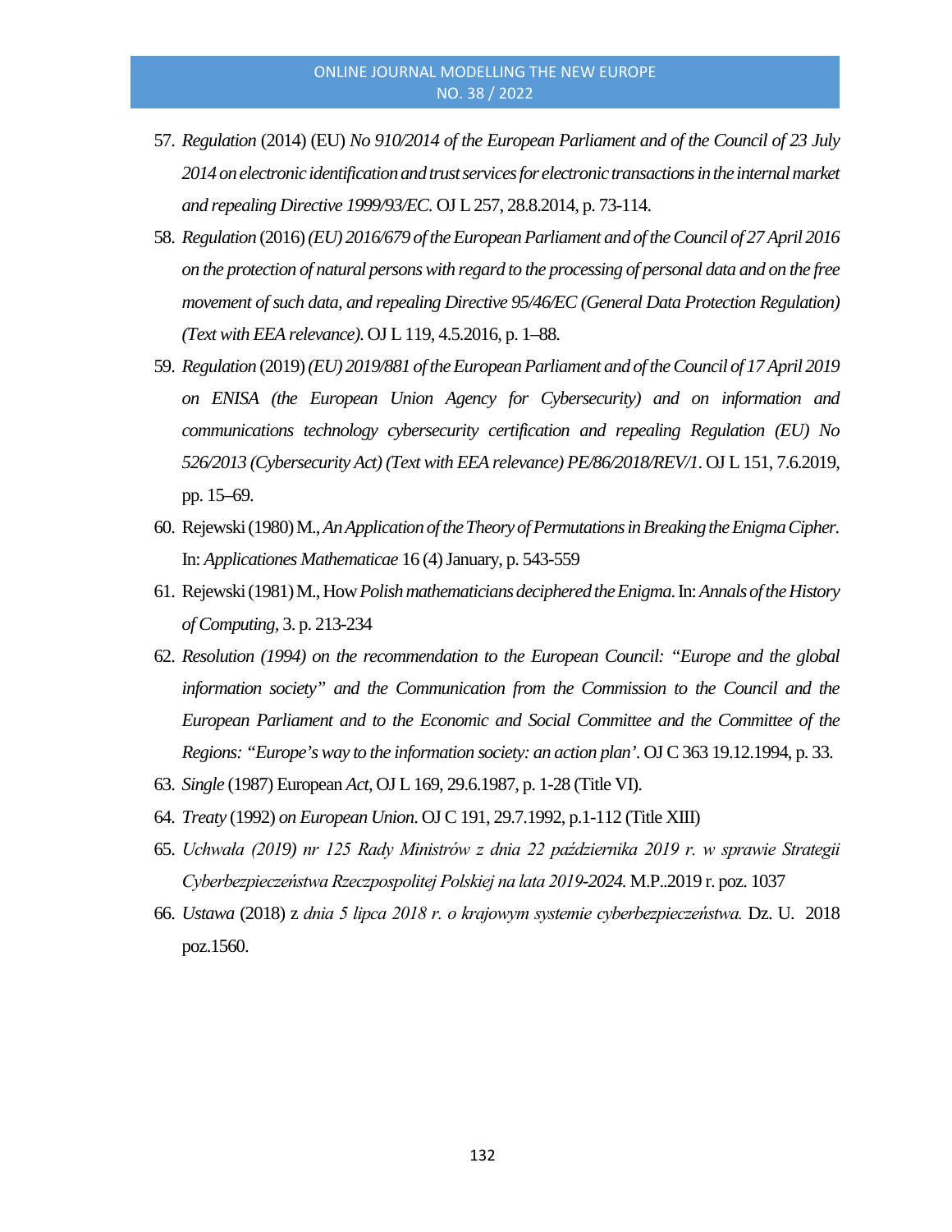57. *Regulation* (2014) (EU) *No 910/2014 of the European Parliament and of the Council of 23 July 2014 on electronic identification and trust services for electronic transactions in the internal market and repealing Directive 1999/93/EC.* OJ L 257, 28.8.2014, p. 73-114.
58. *Regulation* (2016) *(EU) 2016/679 of the European Parliament and of the Council of 27 April 2016 on the protection of natural persons with regard to the processing of personal data and on the free movement of such data, and repealing Directive 95/46/EC (General Data Protection Regulation) (Text with EEA relevance).* OJ L 119, 4.5.2016, p. 1–88.
59. *Regulation* (2019) *(EU) 2019/881 of the European Parliament and of the Council of 17 April 2019 on ENISA (the European Union Agency for Cybersecurity) and on information and communications technology cybersecurity certification and repealing Regulation (EU) No 526/2013 (Cybersecurity Act) (Text with EEA relevance) PE/86/2018/REV/1*. OJ L 151, 7.6.2019, pp. 15–69.
60. Rejewski (1980) M., *An Application of the Theory of Permutations in Breaking the Enigma Cipher.* In: *Applicationes Mathematicae* 16 (4) January, p. 543-559
61. Rejewski (1981) M., How *Polish mathematicians deciphered the Enigma*. In: *Annals of the History of Computing*, 3. p. 213-234
62. *Resolution (1994) on the recommendation to the European Council: "Europe and the global information society" and the Communication from the Commission to the Council and the European Parliament and to the Economic and Social Committee and the Committee of the Regions: "Europe's way to the information society: an action plan'*. OJ C 363 19.12.1994, p. 33.
63. *Single* (1987) European *Act*, OJ L 169, 29.6.1987, p. 1-28 (Title VI).
64. *Treaty* (1992) *on European Union*. OJ C 191, 29.7.1992, p.1-112 (Title XIII)
65. *Uchwała (2019) nr 125 Rady Ministrów z dnia 22 października 2019 r. w sprawie Strategii Cyberbezpieczeństwa Rzeczpospolitej Polskiej na lata 2019-2024.* M.P..2019 r. poz. 1037
66. *Ustawa* (2018) z *dnia 5 lipca 2018 r. o krajowym systemie cyberbezpieczeństwa.* Dz. U. 2018 poz.1560.